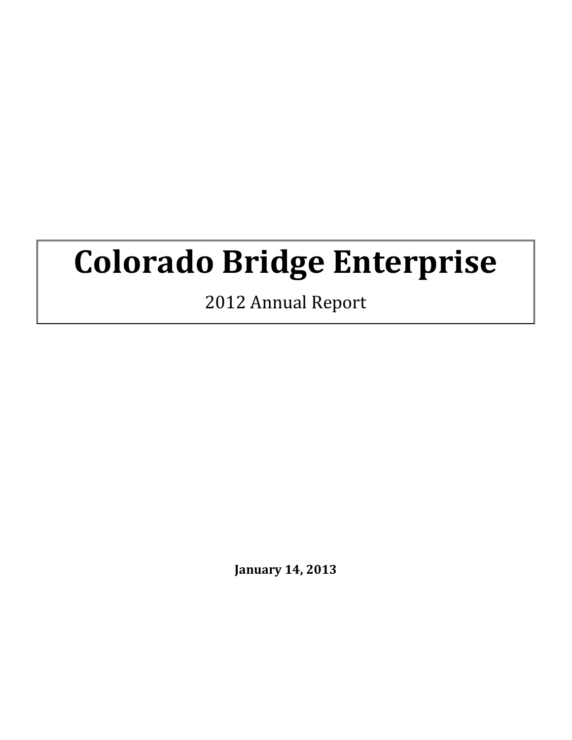# Colorado Bridge Enterprise

2012 Annual Report

**January 14, 2013**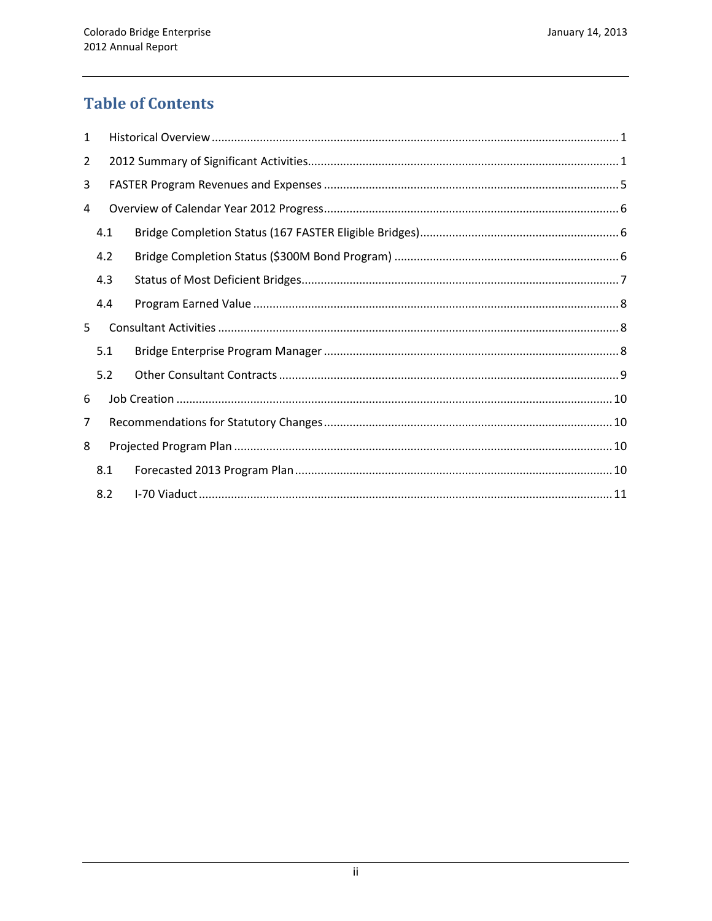# Table of Contents

1 Historical Overview ..... 1

2 2012 Summary of Significant Activities ..... 1

3 FASTER Program Revenues and Expenses ..... 5

4 Overview of Calendar Year 2012 Progress ..... 6

- 4.1 Bridge Completion Status (167 FASTER Eligible Bridges) ..... 6
- 4.2 Bridge Completion Status ($300M Bond Program) ..... 6
- 4.3 Status of Most Deficient Bridges ..... 7
- 4.4 Program Earned Value ..... 8

5 Consultant Activities ..... 8

- 5.1 Bridge Enterprise Program Manager ..... 8
- 5.2 Other Consultant Contracts ..... 9

6 Job Creation ..... 10

7 Recommendations for Statutory Changes ..... 10

8 Projected Program Plan ..... 10

- 8.1 Forecasted 2013 Program Plan ..... 10
- 8.2 I-70 Viaduct ..... 11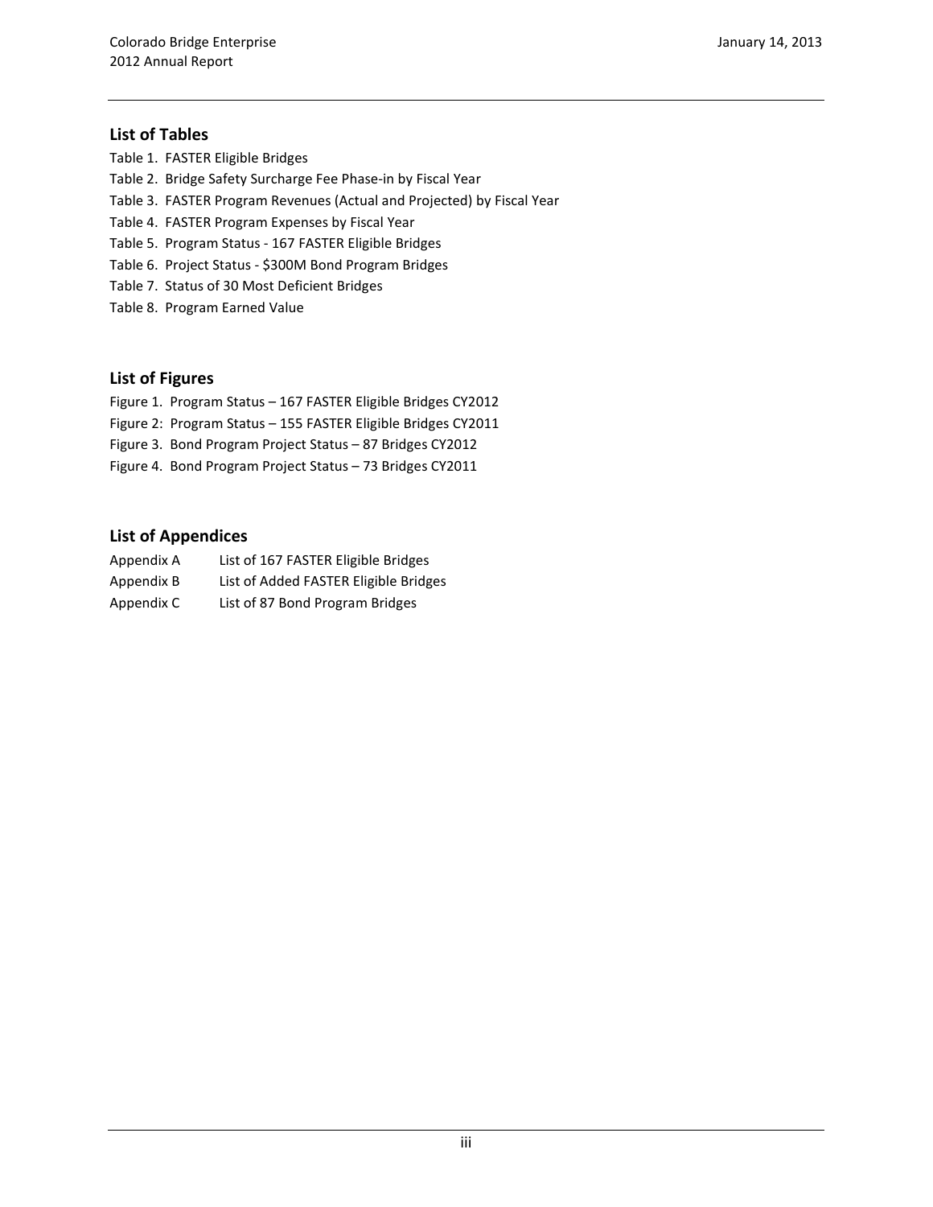## List of Tables

Table 1. FASTER Eligible Bridges

Table 2. Bridge Safety Surcharge Fee Phase-in by Fiscal Year

Table 3. FASTER Program Revenues (Actual and Projected) by Fiscal Year

Table 4. FASTER Program Expenses by Fiscal Year

Table 5. Program Status - 167 FASTER Eligible Bridges

Table 6. Project Status - $300M Bond Program Bridges

Table 7. Status of 30 Most Deficient Bridges

Table 8. Program Earned Value

## List of Figures

Figure 1. Program Status – 167 FASTER Eligible Bridges CY2012

Figure 2: Program Status – 155 FASTER Eligible Bridges CY2011

Figure 3. Bond Program Project Status – 87 Bridges CY2012

Figure 4. Bond Program Project Status – 73 Bridges CY2011

## List of Appendices

| | |
|---|---|
| Appendix A | List of 167 FASTER Eligible Bridges |
| Appendix B | List of Added FASTER Eligible Bridges |
| Appendix C | List of 87 Bond Program Bridges |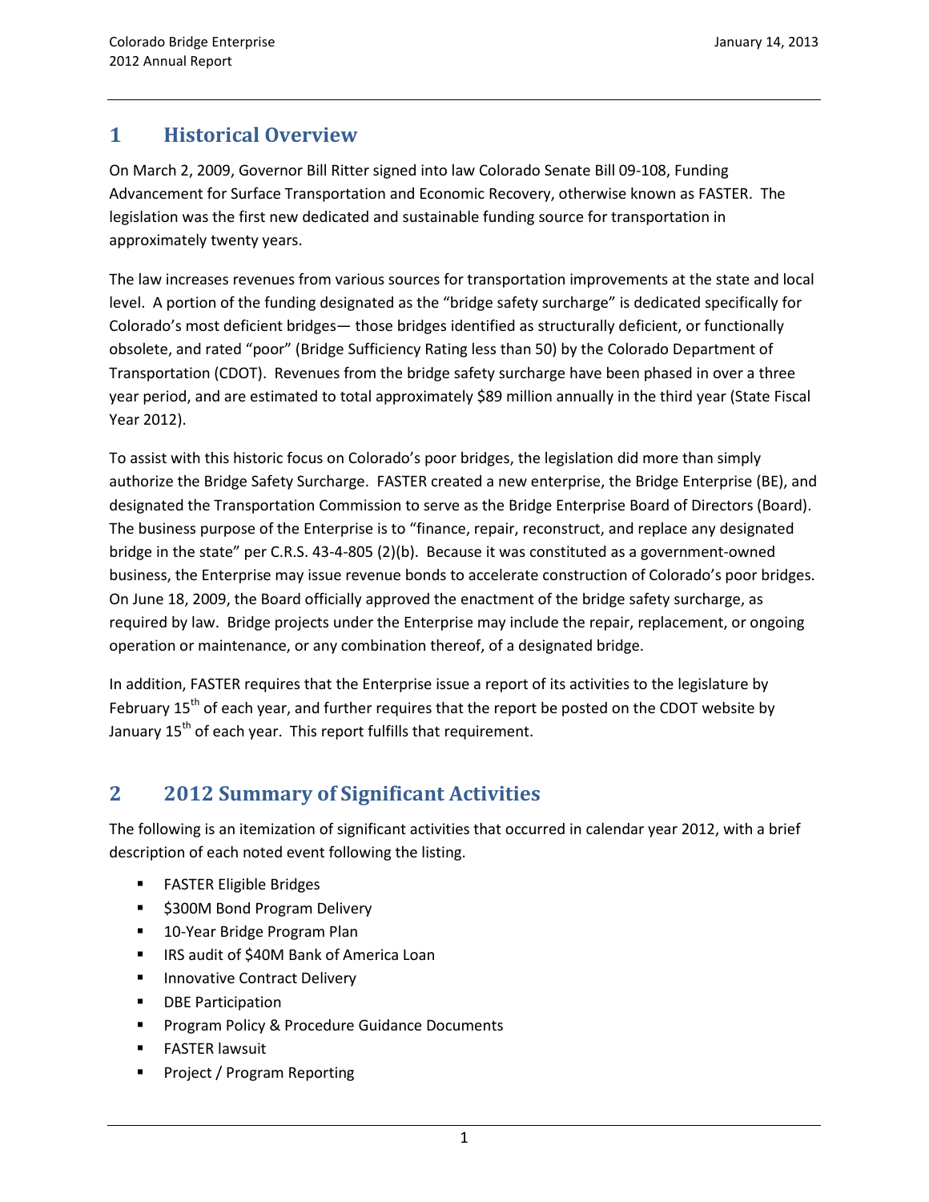# 1 Historical Overview

On March 2, 2009, Governor Bill Ritter signed into law Colorado Senate Bill 09-108, Funding Advancement for Surface Transportation and Economic Recovery, otherwise known as FASTER. The legislation was the first new dedicated and sustainable funding source for transportation in approximately twenty years.

The law increases revenues from various sources for transportation improvements at the state and local level. A portion of the funding designated as the "bridge safety surcharge" is dedicated specifically for Colorado's most deficient bridges— those bridges identified as structurally deficient, or functionally obsolete, and rated "poor" (Bridge Sufficiency Rating less than 50) by the Colorado Department of Transportation (CDOT). Revenues from the bridge safety surcharge have been phased in over a three year period, and are estimated to total approximately $89 million annually in the third year (State Fiscal Year 2012).

To assist with this historic focus on Colorado's poor bridges, the legislation did more than simply authorize the Bridge Safety Surcharge. FASTER created a new enterprise, the Bridge Enterprise (BE), and designated the Transportation Commission to serve as the Bridge Enterprise Board of Directors (Board). The business purpose of the Enterprise is to "finance, repair, reconstruct, and replace any designated bridge in the state" per C.R.S. 43-4-805 (2)(b). Because it was constituted as a government-owned business, the Enterprise may issue revenue bonds to accelerate construction of Colorado's poor bridges. On June 18, 2009, the Board officially approved the enactment of the bridge safety surcharge, as required by law. Bridge projects under the Enterprise may include the repair, replacement, or ongoing operation or maintenance, or any combination thereof, of a designated bridge.

In addition, FASTER requires that the Enterprise issue a report of its activities to the legislature by February 15th of each year, and further requires that the report be posted on the CDOT website by January 15th of each year. This report fulfills that requirement.

# 2 2012 Summary of Significant Activities

The following is an itemization of significant activities that occurred in calendar year 2012, with a brief description of each noted event following the listing.

- FASTER Eligible Bridges
- $300M Bond Program Delivery
- 10-Year Bridge Program Plan
- IRS audit of $40M Bank of America Loan
- Innovative Contract Delivery
- DBE Participation
- Program Policy & Procedure Guidance Documents
- FASTER lawsuit
- Project / Program Reporting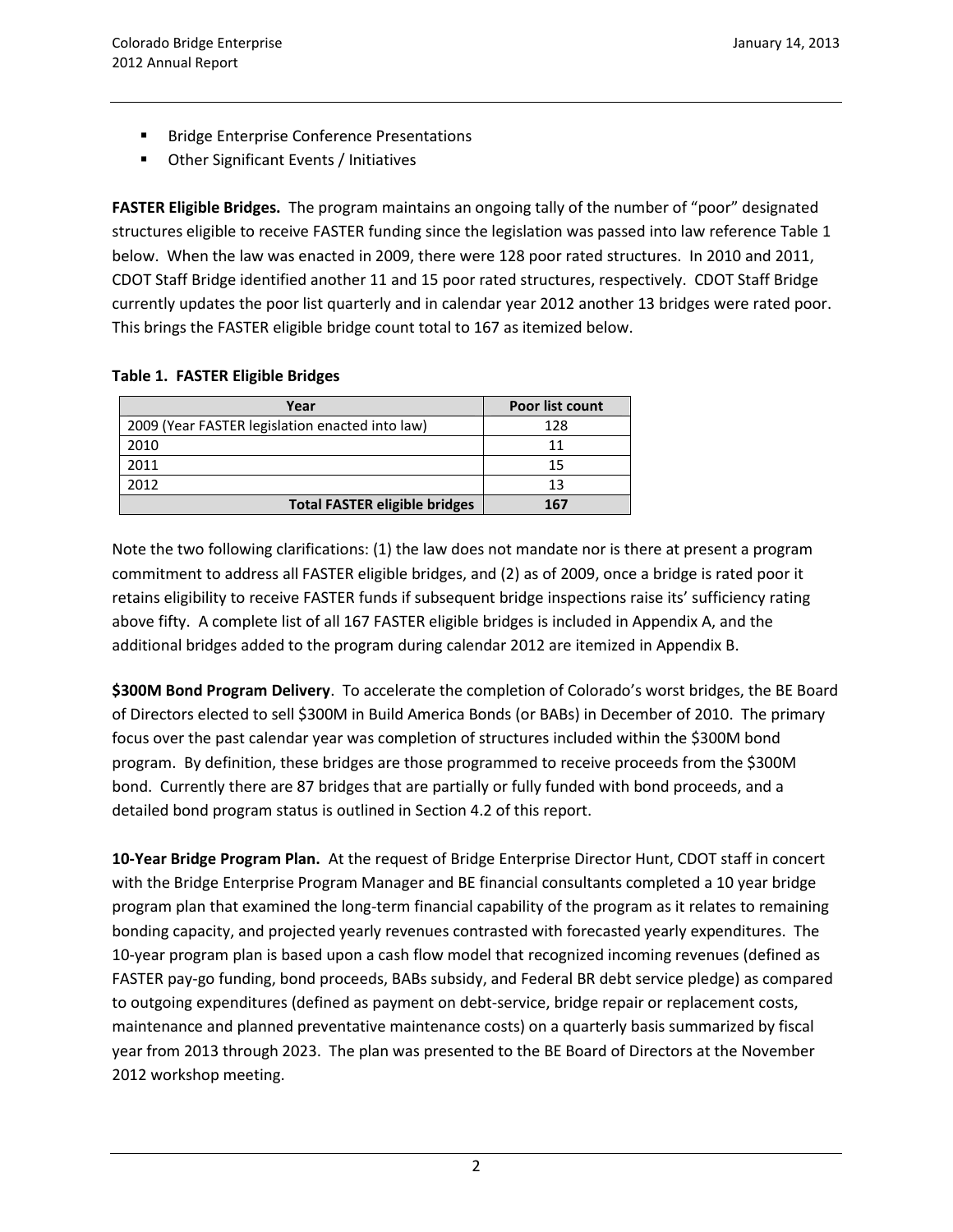- Bridge Enterprise Conference Presentations
- Other Significant Events / Initiatives

**FASTER Eligible Bridges.** The program maintains an ongoing tally of the number of "poor" designated structures eligible to receive FASTER funding since the legislation was passed into law reference Table 1 below. When the law was enacted in 2009, there were 128 poor rated structures. In 2010 and 2011, CDOT Staff Bridge identified another 11 and 15 poor rated structures, respectively. CDOT Staff Bridge currently updates the poor list quarterly and in calendar year 2012 another 13 bridges were rated poor. This brings the FASTER eligible bridge count total to 167 as itemized below.

**Table 1. FASTER Eligible Bridges**

| Year | Poor list count |
|---|---|
| 2009 (Year FASTER legislation enacted into law) | 128 |
| 2010 | 11 |
| 2011 | 15 |
| 2012 | 13 |
| **Total FASTER eligible bridges** | **167** |

Note the two following clarifications: (1) the law does not mandate nor is there at present a program commitment to address all FASTER eligible bridges, and (2) as of 2009, once a bridge is rated poor it retains eligibility to receive FASTER funds if subsequent bridge inspections raise its' sufficiency rating above fifty. A complete list of all 167 FASTER eligible bridges is included in Appendix A, and the additional bridges added to the program during calendar 2012 are itemized in Appendix B.

**$300M Bond Program Delivery**. To accelerate the completion of Colorado's worst bridges, the BE Board of Directors elected to sell $300M in Build America Bonds (or BABs) in December of 2010. The primary focus over the past calendar year was completion of structures included within the $300M bond program. By definition, these bridges are those programmed to receive proceeds from the $300M bond. Currently there are 87 bridges that are partially or fully funded with bond proceeds, and a detailed bond program status is outlined in Section 4.2 of this report.

**10-Year Bridge Program Plan.** At the request of Bridge Enterprise Director Hunt, CDOT staff in concert with the Bridge Enterprise Program Manager and BE financial consultants completed a 10 year bridge program plan that examined the long-term financial capability of the program as it relates to remaining bonding capacity, and projected yearly revenues contrasted with forecasted yearly expenditures. The 10-year program plan is based upon a cash flow model that recognized incoming revenues (defined as FASTER pay-go funding, bond proceeds, BABs subsidy, and Federal BR debt service pledge) as compared to outgoing expenditures (defined as payment on debt-service, bridge repair or replacement costs, maintenance and planned preventative maintenance costs) on a quarterly basis summarized by fiscal year from 2013 through 2023. The plan was presented to the BE Board of Directors at the November 2012 workshop meeting.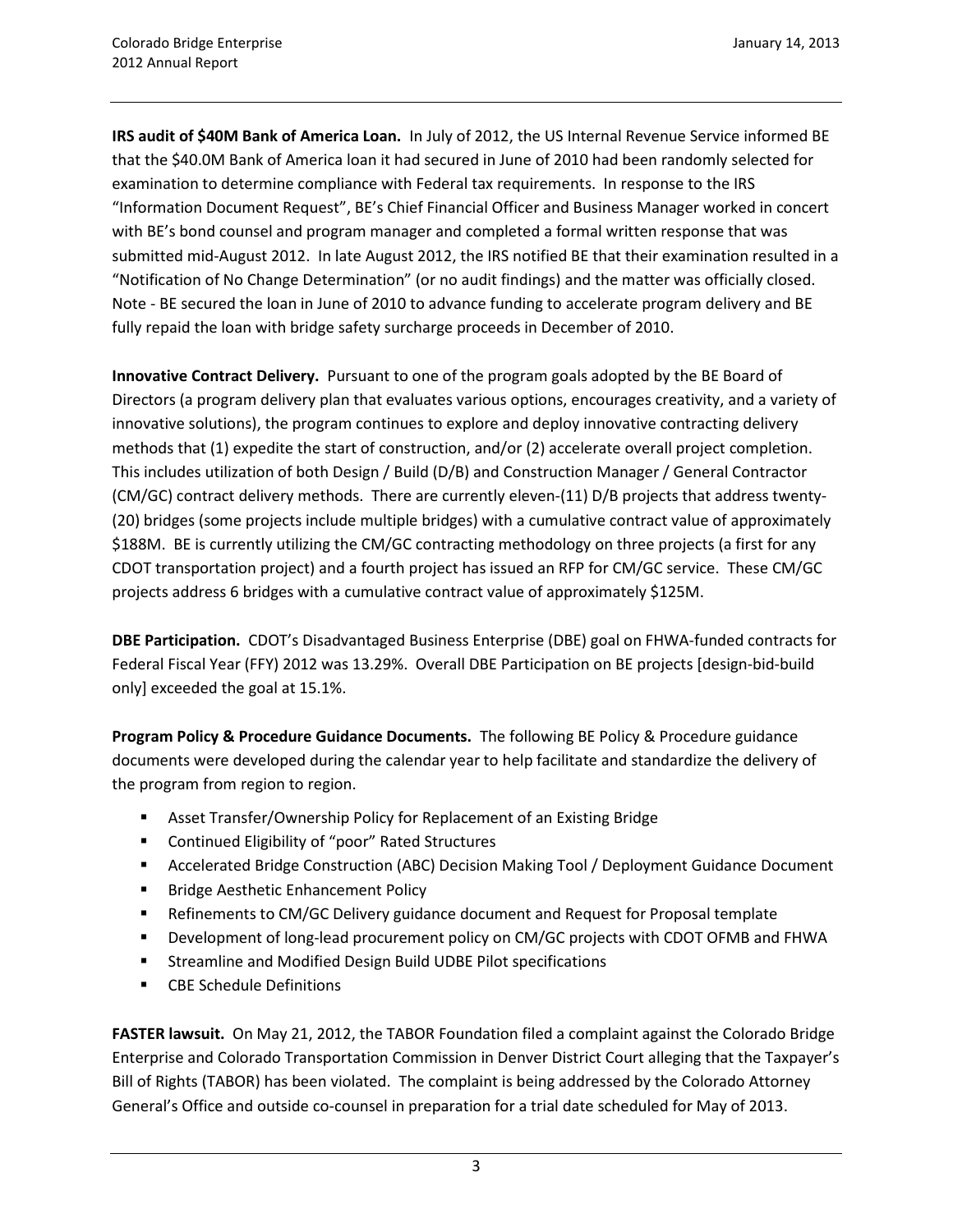**IRS audit of $40M Bank of America Loan.** In July of 2012, the US Internal Revenue Service informed BE that the $40.0M Bank of America loan it had secured in June of 2010 had been randomly selected for examination to determine compliance with Federal tax requirements. In response to the IRS "Information Document Request", BE's Chief Financial Officer and Business Manager worked in concert with BE's bond counsel and program manager and completed a formal written response that was submitted mid-August 2012. In late August 2012, the IRS notified BE that their examination resulted in a "Notification of No Change Determination" (or no audit findings) and the matter was officially closed. Note - BE secured the loan in June of 2010 to advance funding to accelerate program delivery and BE fully repaid the loan with bridge safety surcharge proceeds in December of 2010.

**Innovative Contract Delivery.** Pursuant to one of the program goals adopted by the BE Board of Directors (a program delivery plan that evaluates various options, encourages creativity, and a variety of innovative solutions), the program continues to explore and deploy innovative contracting delivery methods that (1) expedite the start of construction, and/or (2) accelerate overall project completion. This includes utilization of both Design / Build (D/B) and Construction Manager / General Contractor (CM/GC) contract delivery methods. There are currently eleven-(11) D/B projects that address twenty-(20) bridges (some projects include multiple bridges) with a cumulative contract value of approximately $188M. BE is currently utilizing the CM/GC contracting methodology on three projects (a first for any CDOT transportation project) and a fourth project has issued an RFP for CM/GC service. These CM/GC projects address 6 bridges with a cumulative contract value of approximately $125M.

**DBE Participation.** CDOT's Disadvantaged Business Enterprise (DBE) goal on FHWA-funded contracts for Federal Fiscal Year (FFY) 2012 was 13.29%. Overall DBE Participation on BE projects [design-bid-build only] exceeded the goal at 15.1%.

**Program Policy & Procedure Guidance Documents.** The following BE Policy & Procedure guidance documents were developed during the calendar year to help facilitate and standardize the delivery of the program from region to region.

- Asset Transfer/Ownership Policy for Replacement of an Existing Bridge
- Continued Eligibility of "poor" Rated Structures
- Accelerated Bridge Construction (ABC) Decision Making Tool / Deployment Guidance Document
- Bridge Aesthetic Enhancement Policy
- Refinements to CM/GC Delivery guidance document and Request for Proposal template
- Development of long-lead procurement policy on CM/GC projects with CDOT OFMB and FHWA
- Streamline and Modified Design Build UDBE Pilot specifications
- CBE Schedule Definitions

**FASTER lawsuit.** On May 21, 2012, the TABOR Foundation filed a complaint against the Colorado Bridge Enterprise and Colorado Transportation Commission in Denver District Court alleging that the Taxpayer's Bill of Rights (TABOR) has been violated. The complaint is being addressed by the Colorado Attorney General's Office and outside co-counsel in preparation for a trial date scheduled for May of 2013.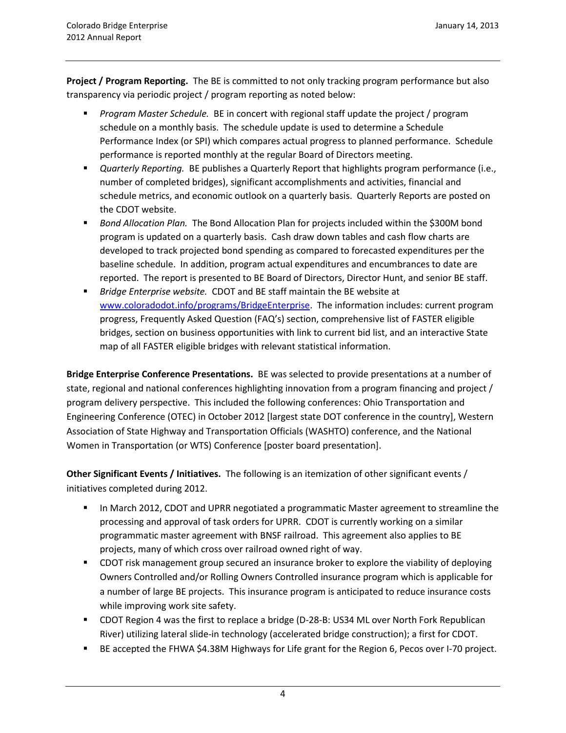**Project / Program Reporting.** The BE is committed to not only tracking program performance but also transparency via periodic project / program reporting as noted below:

- *Program Master Schedule.* BE in concert with regional staff update the project / program schedule on a monthly basis. The schedule update is used to determine a Schedule Performance Index (or SPI) which compares actual progress to planned performance. Schedule performance is reported monthly at the regular Board of Directors meeting.
- *Quarterly Reporting.* BE publishes a Quarterly Report that highlights program performance (i.e., number of completed bridges), significant accomplishments and activities, financial and schedule metrics, and economic outlook on a quarterly basis. Quarterly Reports are posted on the CDOT website.
- *Bond Allocation Plan.* The Bond Allocation Plan for projects included within the $300M bond program is updated on a quarterly basis. Cash draw down tables and cash flow charts are developed to track projected bond spending as compared to forecasted expenditures per the baseline schedule. In addition, program actual expenditures and encumbrances to date are reported. The report is presented to BE Board of Directors, Director Hunt, and senior BE staff.
- *Bridge Enterprise website.* CDOT and BE staff maintain the BE website at www.coloradodot.info/programs/BridgeEnterprise. The information includes: current program progress, Frequently Asked Question (FAQ's) section, comprehensive list of FASTER eligible bridges, section on business opportunities with link to current bid list, and an interactive State map of all FASTER eligible bridges with relevant statistical information.

**Bridge Enterprise Conference Presentations.** BE was selected to provide presentations at a number of state, regional and national conferences highlighting innovation from a program financing and project / program delivery perspective. This included the following conferences: Ohio Transportation and Engineering Conference (OTEC) in October 2012 [largest state DOT conference in the country], Western Association of State Highway and Transportation Officials (WASHTO) conference, and the National Women in Transportation (or WTS) Conference [poster board presentation].

**Other Significant Events / Initiatives.** The following is an itemization of other significant events / initiatives completed during 2012.

- In March 2012, CDOT and UPRR negotiated a programmatic Master agreement to streamline the processing and approval of task orders for UPRR. CDOT is currently working on a similar programmatic master agreement with BNSF railroad. This agreement also applies to BE projects, many of which cross over railroad owned right of way.
- CDOT risk management group secured an insurance broker to explore the viability of deploying Owners Controlled and/or Rolling Owners Controlled insurance program which is applicable for a number of large BE projects. This insurance program is anticipated to reduce insurance costs while improving work site safety.
- CDOT Region 4 was the first to replace a bridge (D-28-B: US34 ML over North Fork Republican River) utilizing lateral slide-in technology (accelerated bridge construction); a first for CDOT.
- BE accepted the FHWA $4.38M Highways for Life grant for the Region 6, Pecos over I-70 project.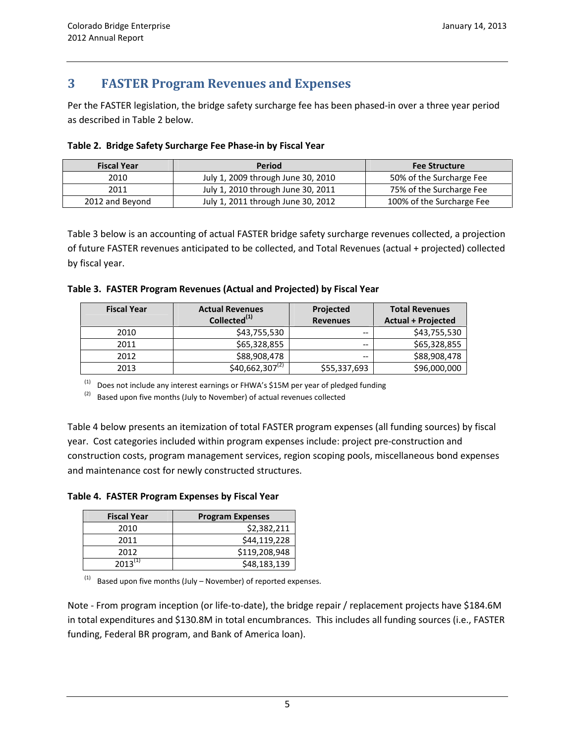# 3 FASTER Program Revenues and Expenses

Per the FASTER legislation, the bridge safety surcharge fee has been phased-in over a three year period as described in Table 2 below.

**Table 2. Bridge Safety Surcharge Fee Phase-in by Fiscal Year**

| Fiscal Year | Period | Fee Structure |
|---|---|---|
| 2010 | July 1, 2009 through June 30, 2010 | 50% of the Surcharge Fee |
| 2011 | July 1, 2010 through June 30, 2011 | 75% of the Surcharge Fee |
| 2012 and Beyond | July 1, 2011 through June 30, 2012 | 100% of the Surcharge Fee |

Table 3 below is an accounting of actual FASTER bridge safety surcharge revenues collected, a projection of future FASTER revenues anticipated to be collected, and Total Revenues (actual + projected) collected by fiscal year.

**Table 3. FASTER Program Revenues (Actual and Projected) by Fiscal Year**

| Fiscal Year | Actual Revenues Collected[1] | Projected Revenues | Total Revenues Actual + Projected |
|---|---|---|---|
| 2010 | $43,755,530 | -- | $43,755,530 |
| 2011 | $65,328,855 | -- | $65,328,855 |
| 2012 | $88,908,478 | -- | $88,908,478 |
| 2013 | $40,662,307[2] | $55,337,693 | $96,000,000 |

(1) Does not include any interest earnings or FHWA's $15M per year of pledged funding

(2) Based upon five months (July to November) of actual revenues collected

Table 4 below presents an itemization of total FASTER program expenses (all funding sources) by fiscal year. Cost categories included within program expenses include: project pre-construction and construction costs, program management services, region scoping pools, miscellaneous bond expenses and maintenance cost for newly constructed structures.

**Table 4. FASTER Program Expenses by Fiscal Year**

| Fiscal Year | Program Expenses |
|---|---|
| 2010 | $2,382,211 |
| 2011 | $44,119,228 |
| 2012 | $119,208,948 |
| 2013[1] | $48,183,139 |

(1) Based upon five months (July – November) of reported expenses.

Note - From program inception (or life-to-date), the bridge repair / replacement projects have $184.6M in total expenditures and $130.8M in total encumbrances. This includes all funding sources (i.e., FASTER funding, Federal BR program, and Bank of America loan).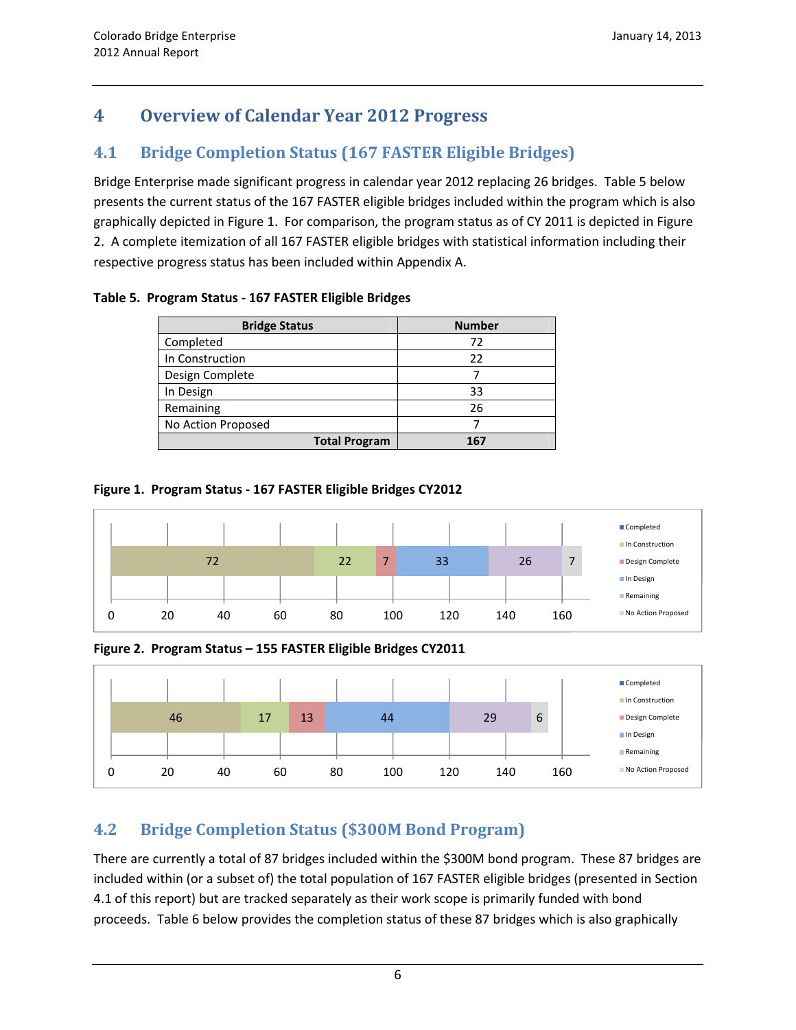# 4 Overview of Calendar Year 2012 Progress

## 4.1 Bridge Completion Status (167 FASTER Eligible Bridges)

Bridge Enterprise made significant progress in calendar year 2012 replacing 26 bridges. Table 5 below presents the current status of the 167 FASTER eligible bridges included within the program which is also graphically depicted in Figure 1. For comparison, the program status as of CY 2011 is depicted in Figure 2. A complete itemization of all 167 FASTER eligible bridges with statistical information including their respective progress status has been included within Appendix A.

**Table 5. Program Status - 167 FASTER Eligible Bridges**

| Bridge Status | Number |
|---|---|
| Completed | 72 |
| In Construction | 22 |
| Design Complete | 7 |
| In Design | 33 |
| Remaining | 26 |
| No Action Proposed | 7 |
| **Total Program** | **167** |

**Figure 1. Program Status - 167 FASTER Eligible Bridges CY2012**

| Completed | In Construction | Design Complete | In Design | Remaining | No Action Proposed |
|---|---|---|---|---|---|
| 72 | 22 | 7 | 33 | 26 | 7 |

**Figure 2. Program Status – 155 FASTER Eligible Bridges CY2011**

| Completed | In Construction | Design Complete | In Design | Remaining | No Action Proposed |
|---|---|---|---|---|---|
| 46 | 17 | 13 | 44 | 29 | 6 |

## 4.2 Bridge Completion Status ($300M Bond Program)

There are currently a total of 87 bridges included within the $300M bond program. These 87 bridges are included within (or a subset of) the total population of 167 FASTER eligible bridges (presented in Section 4.1 of this report) but are tracked separately as their work scope is primarily funded with bond proceeds. Table 6 below provides the completion status of these 87 bridges which is also graphically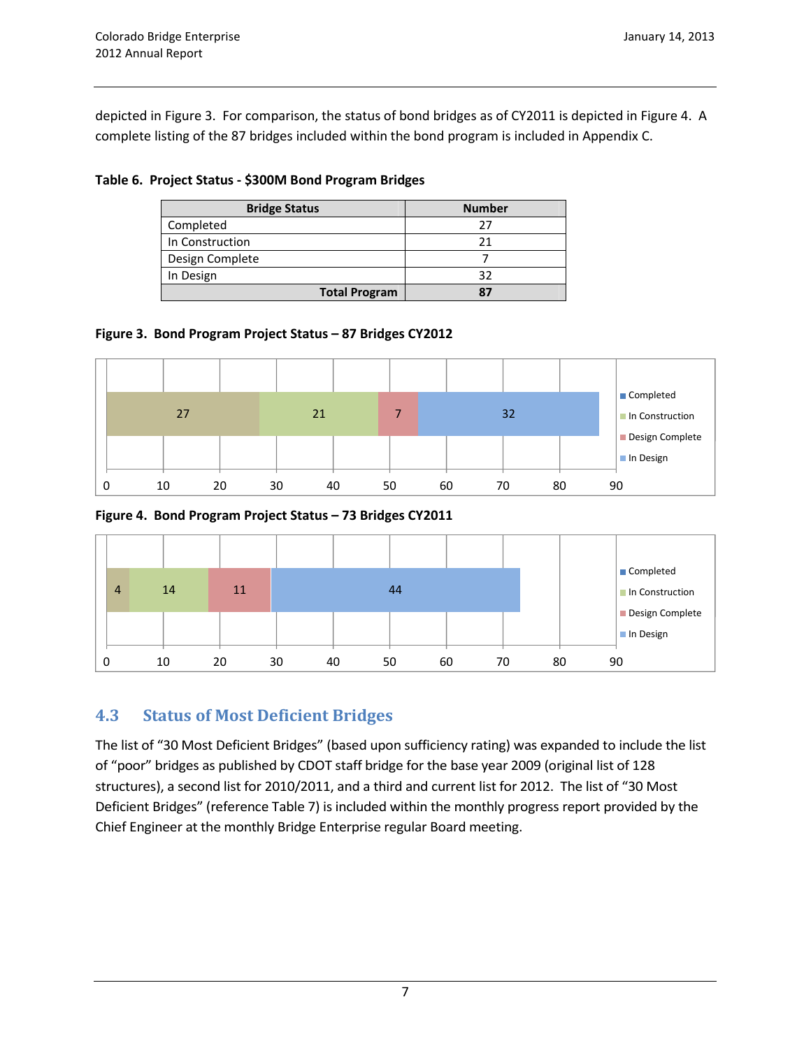depicted in Figure 3. For comparison, the status of bond bridges as of CY2011 is depicted in Figure 4. A complete listing of the 87 bridges included within the bond program is included in Appendix C.

**Table 6. Project Status - $300M Bond Program Bridges**

| Bridge Status | Number |
|---|---|
| Completed | 27 |
| In Construction | 21 |
| Design Complete | 7 |
| In Design | 32 |
| **Total Program** | **87** |

**Figure 3. Bond Program Project Status – 87 Bridges CY2012**

| Completed | In Construction | Design Complete | In Design |
|---|---|---|---|
| 27 | 21 | 7 | 32 |

**Figure 4. Bond Program Project Status – 73 Bridges CY2011**

| Completed | In Construction | Design Complete | In Design |
|---|---|---|---|
| 4 | 14 | 11 | 44 |

## 4.3 Status of Most Deficient Bridges

The list of "30 Most Deficient Bridges" (based upon sufficiency rating) was expanded to include the list of "poor" bridges as published by CDOT staff bridge for the base year 2009 (original list of 128 structures), a second list for 2010/2011, and a third and current list for 2012. The list of "30 Most Deficient Bridges" (reference Table 7) is included within the monthly progress report provided by the Chief Engineer at the monthly Bridge Enterprise regular Board meeting.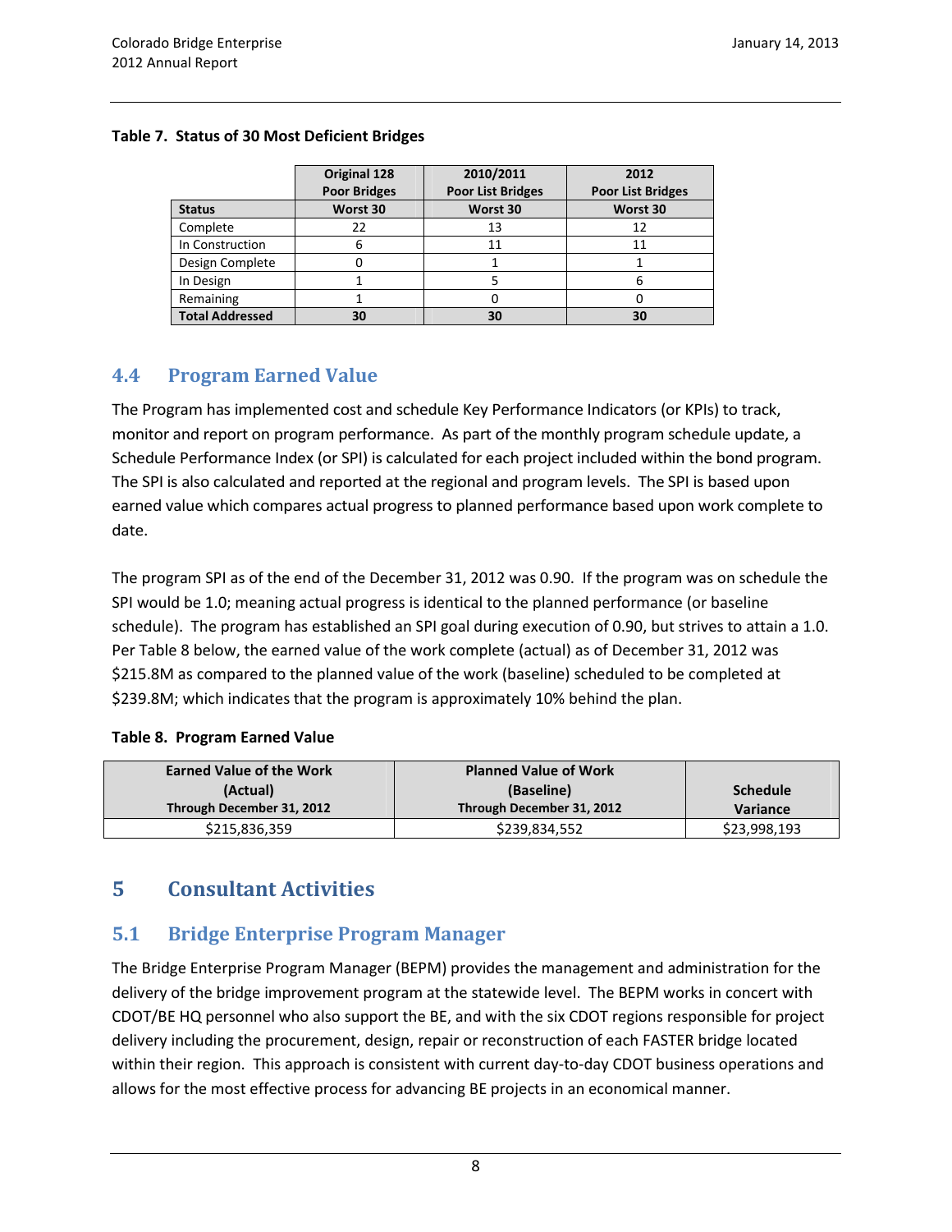**Table 7. Status of 30 Most Deficient Bridges**

| Status | Original 128 Poor Bridges Worst 30 | 2010/2011 Poor List Bridges Worst 30 | 2012 Poor List Bridges Worst 30 |
|---|---|---|---|
| Complete | 22 | 13 | 12 |
| In Construction | 6 | 11 | 11 |
| Design Complete | 0 | 1 | 1 |
| In Design | 1 | 5 | 6 |
| Remaining | 1 | 0 | 0 |
| **Total Addressed** | **30** | **30** | **30** |

## 4.4 Program Earned Value

The Program has implemented cost and schedule Key Performance Indicators (or KPIs) to track, monitor and report on program performance. As part of the monthly program schedule update, a Schedule Performance Index (or SPI) is calculated for each project included within the bond program. The SPI is also calculated and reported at the regional and program levels. The SPI is based upon earned value which compares actual progress to planned performance based upon work complete to date.

The program SPI as of the end of the December 31, 2012 was 0.90. If the program was on schedule the SPI would be 1.0; meaning actual progress is identical to the planned performance (or baseline schedule). The program has established an SPI goal during execution of 0.90, but strives to attain a 1.0. Per Table 8 below, the earned value of the work complete (actual) as of December 31, 2012 was $215.8M as compared to the planned value of the work (baseline) scheduled to be completed at $239.8M; which indicates that the program is approximately 10% behind the plan.

**Table 8. Program Earned Value**

| Earned Value of the Work (Actual) Through December 31, 2012 | Planned Value of Work (Baseline) Through December 31, 2012 | Schedule Variance |
|---|---|---|
| $215,836,359 | $239,834,552 | $23,998,193 |

# 5 Consultant Activities

## 5.1 Bridge Enterprise Program Manager

The Bridge Enterprise Program Manager (BEPM) provides the management and administration for the delivery of the bridge improvement program at the statewide level. The BEPM works in concert with CDOT/BE HQ personnel who also support the BE, and with the six CDOT regions responsible for project delivery including the procurement, design, repair or reconstruction of each FASTER bridge located within their region. This approach is consistent with current day-to-day CDOT business operations and allows for the most effective process for advancing BE projects in an economical manner.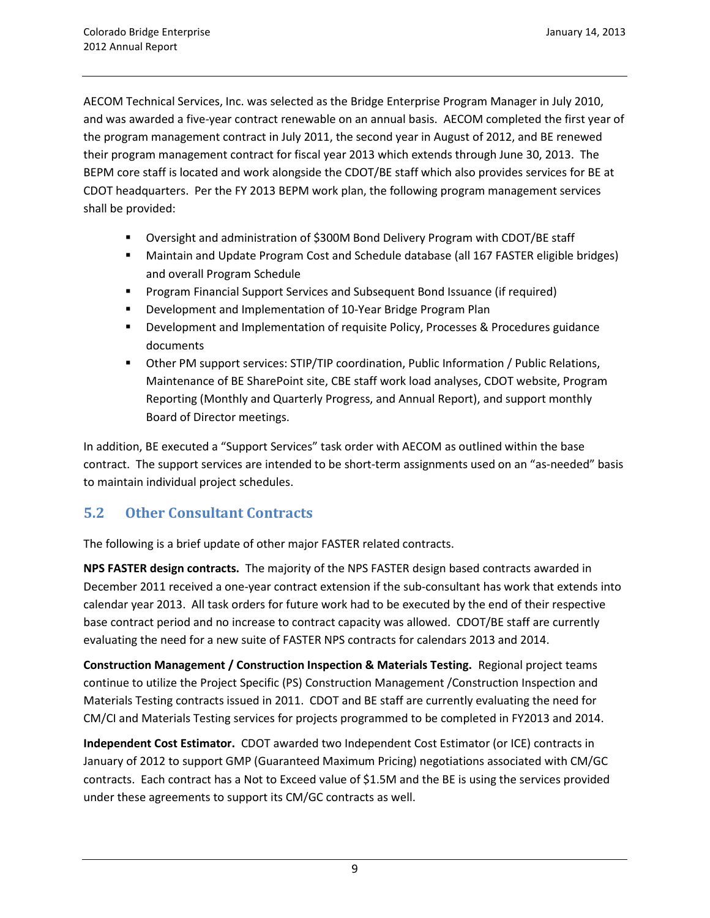AECOM Technical Services, Inc. was selected as the Bridge Enterprise Program Manager in July 2010, and was awarded a five-year contract renewable on an annual basis. AECOM completed the first year of the program management contract in July 2011, the second year in August of 2012, and BE renewed their program management contract for fiscal year 2013 which extends through June 30, 2013. The BEPM core staff is located and work alongside the CDOT/BE staff which also provides services for BE at CDOT headquarters. Per the FY 2013 BEPM work plan, the following program management services shall be provided:

- Oversight and administration of $300M Bond Delivery Program with CDOT/BE staff
- Maintain and Update Program Cost and Schedule database (all 167 FASTER eligible bridges) and overall Program Schedule
- Program Financial Support Services and Subsequent Bond Issuance (if required)
- Development and Implementation of 10-Year Bridge Program Plan
- Development and Implementation of requisite Policy, Processes & Procedures guidance documents
- Other PM support services: STIP/TIP coordination, Public Information / Public Relations, Maintenance of BE SharePoint site, CBE staff work load analyses, CDOT website, Program Reporting (Monthly and Quarterly Progress, and Annual Report), and support monthly Board of Director meetings.

In addition, BE executed a "Support Services" task order with AECOM as outlined within the base contract. The support services are intended to be short-term assignments used on an "as-needed" basis to maintain individual project schedules.

## 5.2 Other Consultant Contracts

The following is a brief update of other major FASTER related contracts.

**NPS FASTER design contracts.** The majority of the NPS FASTER design based contracts awarded in December 2011 received a one-year contract extension if the sub-consultant has work that extends into calendar year 2013. All task orders for future work had to be executed by the end of their respective base contract period and no increase to contract capacity was allowed. CDOT/BE staff are currently evaluating the need for a new suite of FASTER NPS contracts for calendars 2013 and 2014.

**Construction Management / Construction Inspection & Materials Testing.** Regional project teams continue to utilize the Project Specific (PS) Construction Management /Construction Inspection and Materials Testing contracts issued in 2011. CDOT and BE staff are currently evaluating the need for CM/CI and Materials Testing services for projects programmed to be completed in FY2013 and 2014.

**Independent Cost Estimator.** CDOT awarded two Independent Cost Estimator (or ICE) contracts in January of 2012 to support GMP (Guaranteed Maximum Pricing) negotiations associated with CM/GC contracts. Each contract has a Not to Exceed value of $1.5M and the BE is using the services provided under these agreements to support its CM/GC contracts as well.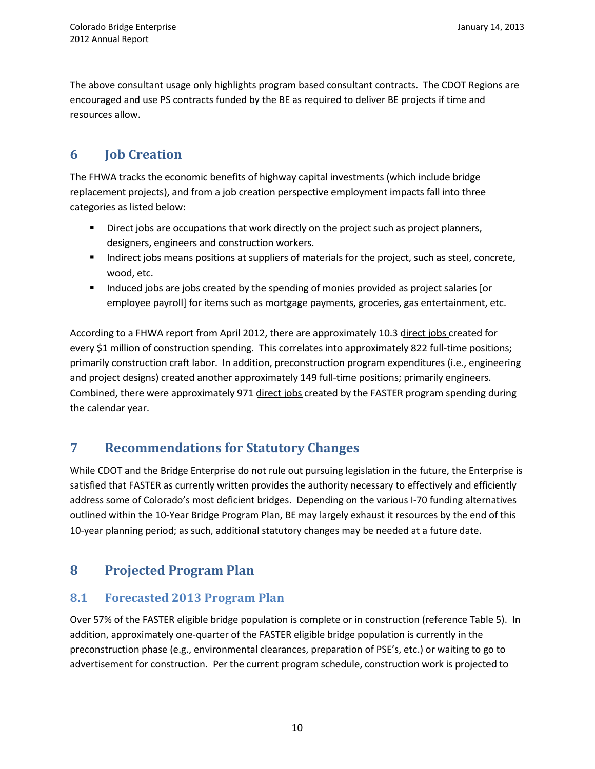The above consultant usage only highlights program based consultant contracts. The CDOT Regions are encouraged and use PS contracts funded by the BE as required to deliver BE projects if time and resources allow.

# 6 Job Creation

The FHWA tracks the economic benefits of highway capital investments (which include bridge replacement projects), and from a job creation perspective employment impacts fall into three categories as listed below:

- Direct jobs are occupations that work directly on the project such as project planners, designers, engineers and construction workers.
- Indirect jobs means positions at suppliers of materials for the project, such as steel, concrete, wood, etc.
- Induced jobs are jobs created by the spending of monies provided as project salaries [or employee payroll] for items such as mortgage payments, groceries, gas entertainment, etc.

According to a FHWA report from April 2012, there are approximately 10.3 <u>direct jobs</u> created for every $1 million of construction spending. This correlates into approximately 822 full-time positions; primarily construction craft labor. In addition, preconstruction program expenditures (i.e., engineering and project designs) created another approximately 149 full-time positions; primarily engineers. Combined, there were approximately 971 <u>direct jobs</u> created by the FASTER program spending during the calendar year.

# 7 Recommendations for Statutory Changes

While CDOT and the Bridge Enterprise do not rule out pursuing legislation in the future, the Enterprise is satisfied that FASTER as currently written provides the authority necessary to effectively and efficiently address some of Colorado's most deficient bridges. Depending on the various I-70 funding alternatives outlined within the 10-Year Bridge Program Plan, BE may largely exhaust it resources by the end of this 10-year planning period; as such, additional statutory changes may be needed at a future date.

# 8 Projected Program Plan

## 8.1 Forecasted 2013 Program Plan

Over 57% of the FASTER eligible bridge population is complete or in construction (reference Table 5). In addition, approximately one-quarter of the FASTER eligible bridge population is currently in the preconstruction phase (e.g., environmental clearances, preparation of PSE's, etc.) or waiting to go to advertisement for construction. Per the current program schedule, construction work is projected to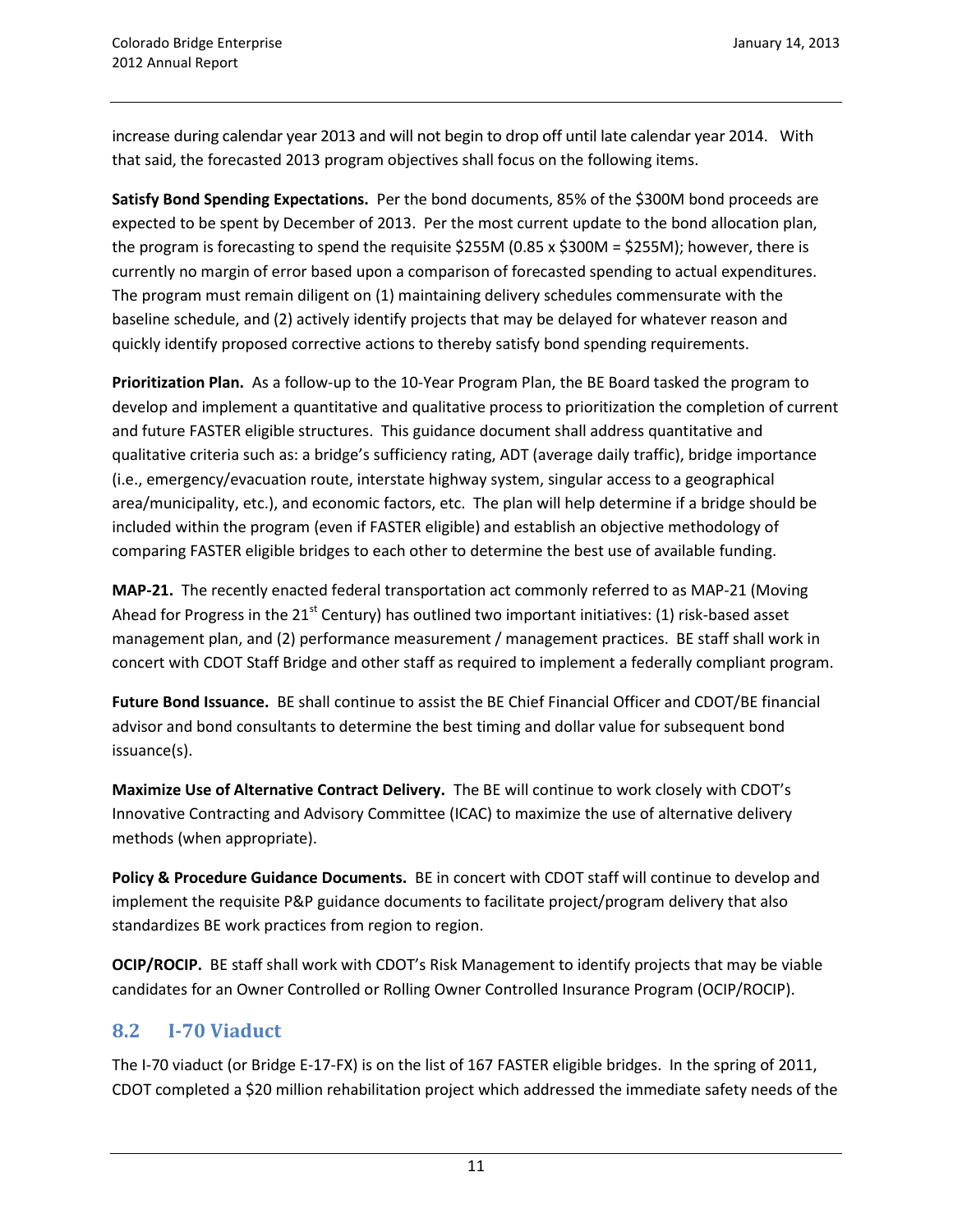increase during calendar year 2013 and will not begin to drop off until late calendar year 2014. With that said, the forecasted 2013 program objectives shall focus on the following items.

**Satisfy Bond Spending Expectations.** Per the bond documents, 85% of the $300M bond proceeds are expected to be spent by December of 2013. Per the most current update to the bond allocation plan, the program is forecasting to spend the requisite $255M (0.85 x $300M = $255M); however, there is currently no margin of error based upon a comparison of forecasted spending to actual expenditures. The program must remain diligent on (1) maintaining delivery schedules commensurate with the baseline schedule, and (2) actively identify projects that may be delayed for whatever reason and quickly identify proposed corrective actions to thereby satisfy bond spending requirements.

**Prioritization Plan.** As a follow-up to the 10-Year Program Plan, the BE Board tasked the program to develop and implement a quantitative and qualitative process to prioritization the completion of current and future FASTER eligible structures. This guidance document shall address quantitative and qualitative criteria such as: a bridge's sufficiency rating, ADT (average daily traffic), bridge importance (i.e., emergency/evacuation route, interstate highway system, singular access to a geographical area/municipality, etc.), and economic factors, etc. The plan will help determine if a bridge should be included within the program (even if FASTER eligible) and establish an objective methodology of comparing FASTER eligible bridges to each other to determine the best use of available funding.

**MAP-21.** The recently enacted federal transportation act commonly referred to as MAP-21 (Moving Ahead for Progress in the 21st Century) has outlined two important initiatives: (1) risk-based asset management plan, and (2) performance measurement / management practices. BE staff shall work in concert with CDOT Staff Bridge and other staff as required to implement a federally compliant program.

**Future Bond Issuance.** BE shall continue to assist the BE Chief Financial Officer and CDOT/BE financial advisor and bond consultants to determine the best timing and dollar value for subsequent bond issuance(s).

**Maximize Use of Alternative Contract Delivery.** The BE will continue to work closely with CDOT's Innovative Contracting and Advisory Committee (ICAC) to maximize the use of alternative delivery methods (when appropriate).

**Policy & Procedure Guidance Documents.** BE in concert with CDOT staff will continue to develop and implement the requisite P&P guidance documents to facilitate project/program delivery that also standardizes BE work practices from region to region.

**OCIP/ROCIP.** BE staff shall work with CDOT's Risk Management to identify projects that may be viable candidates for an Owner Controlled or Rolling Owner Controlled Insurance Program (OCIP/ROCIP).

## 8.2 I-70 Viaduct

The I-70 viaduct (or Bridge E-17-FX) is on the list of 167 FASTER eligible bridges. In the spring of 2011, CDOT completed a $20 million rehabilitation project which addressed the immediate safety needs of the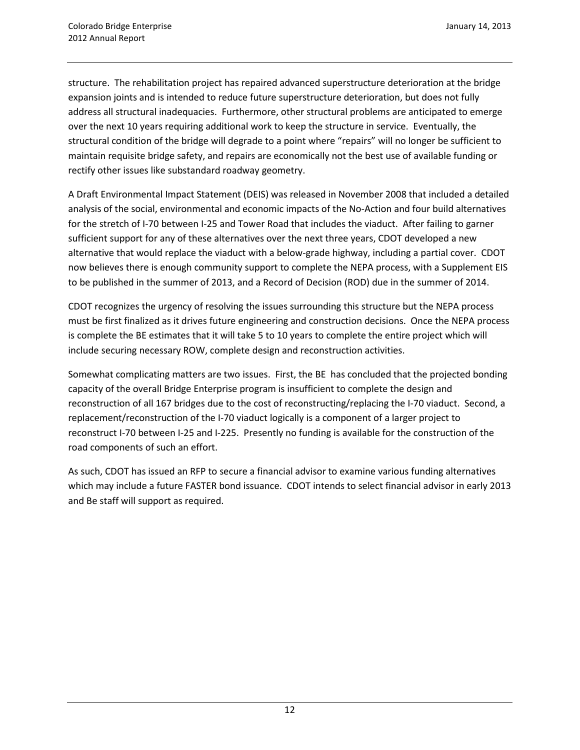structure. The rehabilitation project has repaired advanced superstructure deterioration at the bridge expansion joints and is intended to reduce future superstructure deterioration, but does not fully address all structural inadequacies. Furthermore, other structural problems are anticipated to emerge over the next 10 years requiring additional work to keep the structure in service. Eventually, the structural condition of the bridge will degrade to a point where "repairs" will no longer be sufficient to maintain requisite bridge safety, and repairs are economically not the best use of available funding or rectify other issues like substandard roadway geometry.

A Draft Environmental Impact Statement (DEIS) was released in November 2008 that included a detailed analysis of the social, environmental and economic impacts of the No-Action and four build alternatives for the stretch of I-70 between I-25 and Tower Road that includes the viaduct. After failing to garner sufficient support for any of these alternatives over the next three years, CDOT developed a new alternative that would replace the viaduct with a below-grade highway, including a partial cover. CDOT now believes there is enough community support to complete the NEPA process, with a Supplement EIS to be published in the summer of 2013, and a Record of Decision (ROD) due in the summer of 2014.

CDOT recognizes the urgency of resolving the issues surrounding this structure but the NEPA process must be first finalized as it drives future engineering and construction decisions. Once the NEPA process is complete the BE estimates that it will take 5 to 10 years to complete the entire project which will include securing necessary ROW, complete design and reconstruction activities.

Somewhat complicating matters are two issues. First, the BE has concluded that the projected bonding capacity of the overall Bridge Enterprise program is insufficient to complete the design and reconstruction of all 167 bridges due to the cost of reconstructing/replacing the I-70 viaduct. Second, a replacement/reconstruction of the I-70 viaduct logically is a component of a larger project to reconstruct I-70 between I-25 and I-225. Presently no funding is available for the construction of the road components of such an effort.

As such, CDOT has issued an RFP to secure a financial advisor to examine various funding alternatives which may include a future FASTER bond issuance. CDOT intends to select financial advisor in early 2013 and Be staff will support as required.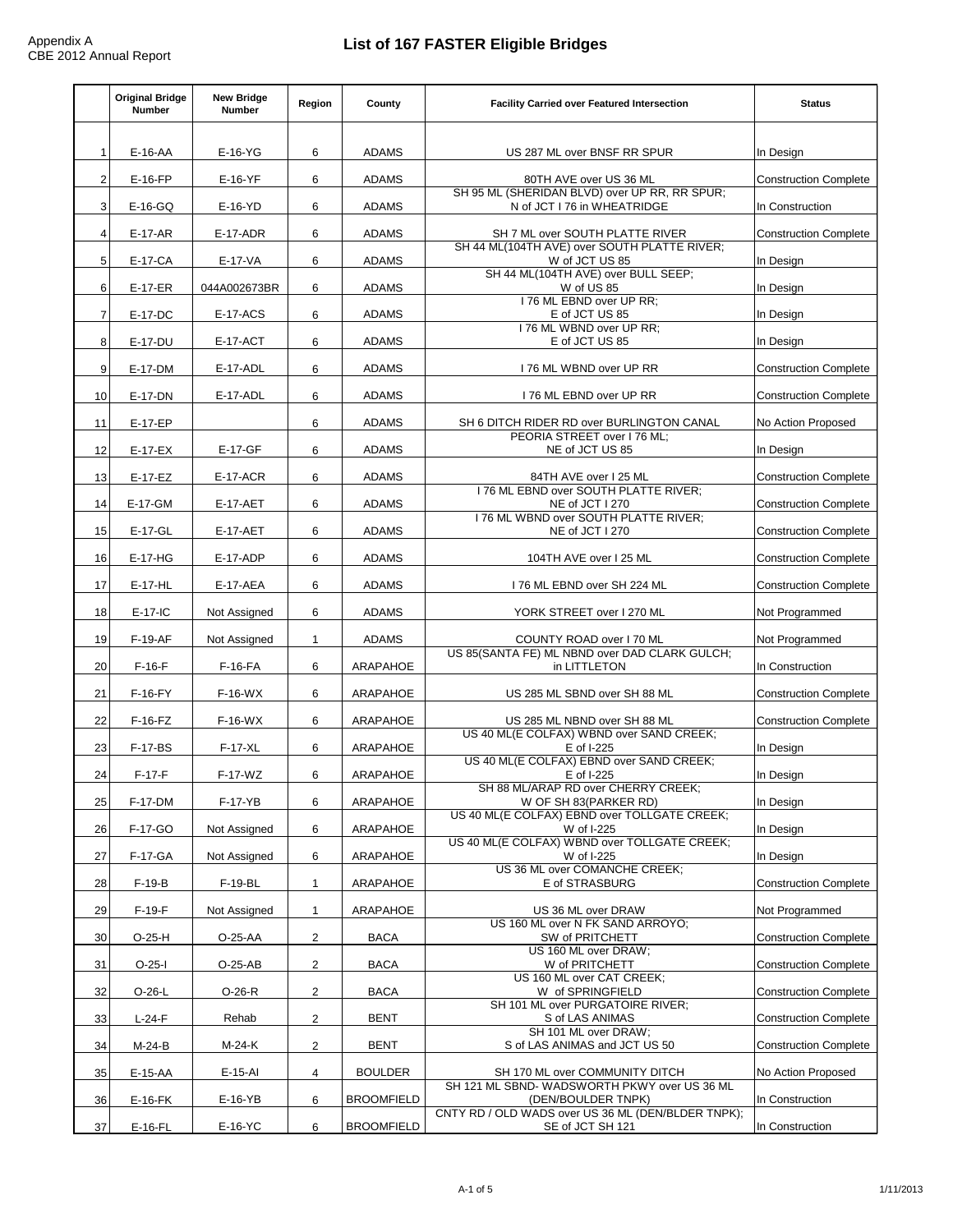Appendix A
CBE 2012 Annual Report

# List of 167 FASTER Eligible Bridges

| | Original Bridge Number | New Bridge Number | Region | County | Facility Carried over Featured Intersection | Status |
|---|---|---|---|---|---|---|
| 1 | E-16-AA | E-16-YG | 6 | ADAMS | US 287 ML over BNSF RR SPUR | In Design |
| 2 | E-16-FP | E-16-YF | 6 | ADAMS | 80TH AVE over US 36 ML | Construction Complete |
| 3 | E-16-GQ | E-16-YD | 6 | ADAMS | SH 95 ML (SHERIDAN BLVD) over UP RR, RR SPUR; N of JCT I 76 in WHEATRIDGE | In Construction |
| 4 | E-17-AR | E-17-ADR | 6 | ADAMS | SH 7 ML over SOUTH PLATTE RIVER | Construction Complete |
| 5 | E-17-CA | E-17-VA | 6 | ADAMS | SH 44 ML(104TH AVE) over SOUTH PLATTE RIVER; W of JCT US 85 | In Design |
| 6 | E-17-ER | 044A002673BR | 6 | ADAMS | SH 44 ML(104TH AVE) over BULL SEEP; W of US 85 | In Design |
| 7 | E-17-DC | E-17-ACS | 6 | ADAMS | I 76 ML EBND over UP RR; E of JCT US 85 | In Design |
| 8 | E-17-DU | E-17-ACT | 6 | ADAMS | I 76 ML WBND over UP RR; E of JCT US 85 | In Design |
| 9 | E-17-DM | E-17-ADL | 6 | ADAMS | I 76 ML WBND over UP RR | Construction Complete |
| 10 | E-17-DN | E-17-ADL | 6 | ADAMS | I 76 ML EBND over UP RR | Construction Complete |
| 11 | E-17-EP | | 6 | ADAMS | SH 6 DITCH RIDER RD over BURLINGTON CANAL | No Action Proposed |
| 12 | E-17-EX | E-17-GF | 6 | ADAMS | PEORIA STREET over I 76 ML; NE of JCT US 85 | In Design |
| 13 | E-17-EZ | E-17-ACR | 6 | ADAMS | 84TH AVE over I 25 ML | Construction Complete |
| 14 | E-17-GM | E-17-AET | 6 | ADAMS | I 76 ML EBND over SOUTH PLATTE RIVER; NE of JCT I 270 | Construction Complete |
| 15 | E-17-GL | E-17-AET | 6 | ADAMS | I 76 ML WBND over SOUTH PLATTE RIVER; NE of JCT I 270 | Construction Complete |
| 16 | E-17-HG | E-17-ADP | 6 | ADAMS | 104TH AVE over I 25 ML | Construction Complete |
| 17 | E-17-HL | E-17-AEA | 6 | ADAMS | I 76 ML EBND over SH 224 ML | Construction Complete |
| 18 | E-17-IC | Not Assigned | 6 | ADAMS | YORK STREET over I 270 ML | Not Programmed |
| 19 | F-19-AF | Not Assigned | 1 | ADAMS | COUNTY ROAD over I 70 ML | Not Programmed |
| 20 | F-16-F | F-16-FA | 6 | ARAPAHOE | US 85(SANTA FE) ML NBND over DAD CLARK GULCH; in LITTLETON | In Construction |
| 21 | F-16-FY | F-16-WX | 6 | ARAPAHOE | US 285 ML SBND over SH 88 ML | Construction Complete |
| 22 | F-16-FZ | F-16-WX | 6 | ARAPAHOE | US 285 ML NBND over SH 88 ML | Construction Complete |
| 23 | F-17-BS | F-17-XL | 6 | ARAPAHOE | US 40 ML(E COLFAX) WBND over SAND CREEK; E of I-225 | In Design |
| 24 | F-17-F | F-17-WZ | 6 | ARAPAHOE | US 40 ML(E COLFAX) EBND over SAND CREEK; E of I-225 | In Design |
| 25 | F-17-DM | F-17-YB | 6 | ARAPAHOE | SH 88 ML/ARAP RD over CHERRY CREEK; W OF SH 83(PARKER RD) | In Design |
| 26 | F-17-GO | Not Assigned | 6 | ARAPAHOE | US 40 ML(E COLFAX) EBND over TOLLGATE CREEK; W of I-225 | In Design |
| 27 | F-17-GA | Not Assigned | 6 | ARAPAHOE | US 40 ML(E COLFAX) WBND over TOLLGATE CREEK; W of I-225 | In Design |
| 28 | F-19-B | F-19-BL | 1 | ARAPAHOE | US 36 ML over COMANCHE CREEK; E of STRASBURG | Construction Complete |
| 29 | F-19-F | Not Assigned | 1 | ARAPAHOE | US 36 ML over DRAW | Not Programmed |
| 30 | O-25-H | O-25-AA | 2 | BACA | US 160 ML over N FK SAND ARROYO; SW of PRITCHETT | Construction Complete |
| 31 | O-25-I | O-25-AB | 2 | BACA | US 160 ML over DRAW; W of PRITCHETT | Construction Complete |
| 32 | O-26-L | O-26-R | 2 | BACA | US 160 ML over CAT CREEK; W of SPRINGFIELD | Construction Complete |
| 33 | L-24-F | Rehab | 2 | BENT | SH 101 ML over PURGATOIRE RIVER; S of LAS ANIMAS | Construction Complete |
| 34 | M-24-B | M-24-K | 2 | BENT | SH 101 ML over DRAW; S of LAS ANIMAS and JCT US 50 | Construction Complete |
| 35 | E-15-AA | E-15-AI | 4 | BOULDER | SH 170 ML over COMMUNITY DITCH | No Action Proposed |
| 36 | E-16-FK | E-16-YB | 6 | BROOMFIELD | SH 121 ML SBND- WADSWORTH PKWY over US 36 ML (DEN/BOULDER TNPK) | In Construction |
| 37 | E-16-FL | E-16-YC | 6 | BROOMFIELD | CNTY RD / OLD WADS over US 36 ML (DEN/BLDER TNPK); SE of JCT SH 121 | In Construction |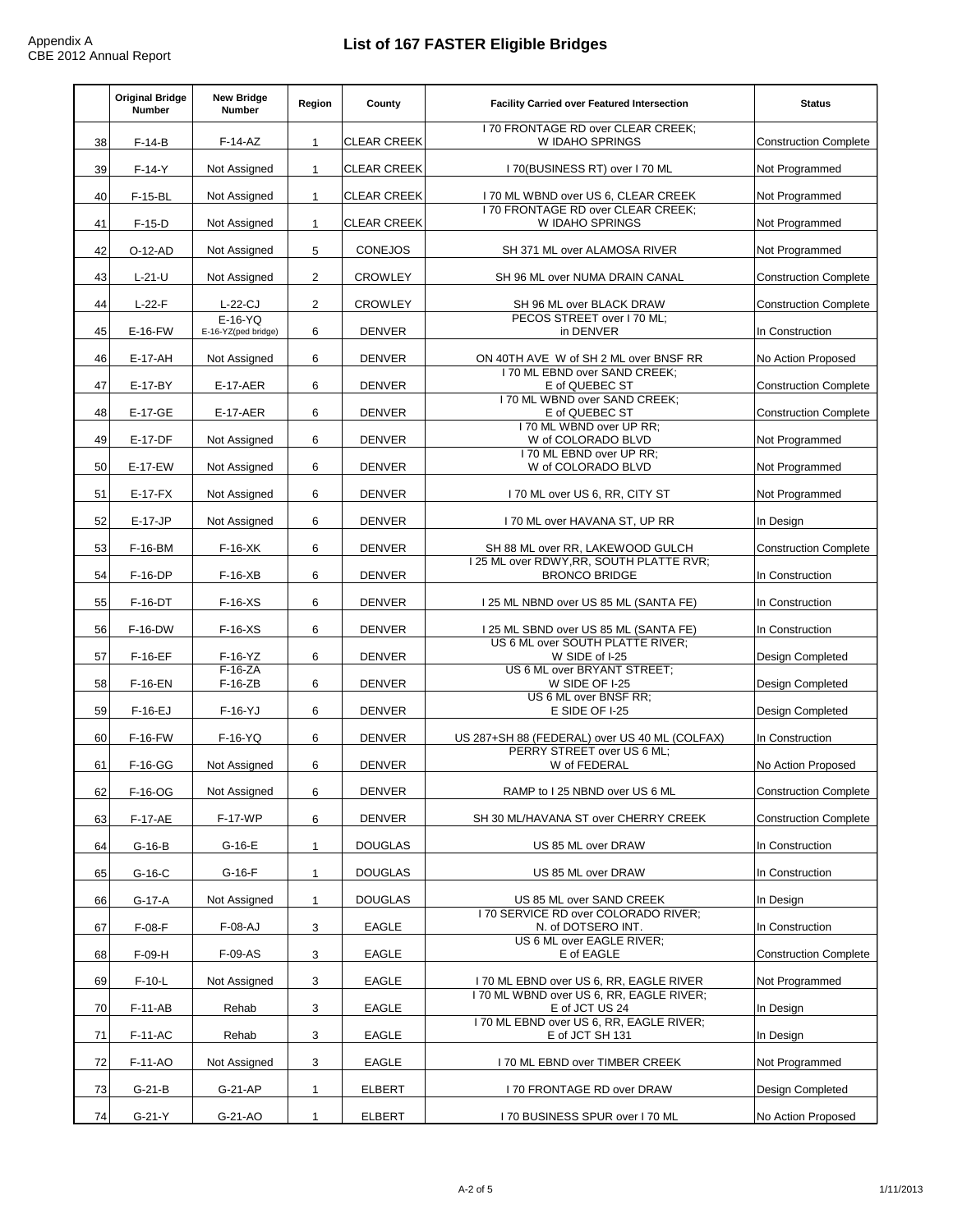Appendix A
CBE 2012 Annual Report

# List of 167 FASTER Eligible Bridges

| | Original Bridge Number | New Bridge Number | Region | County | Facility Carried over Featured Intersection | Status |
|---|---|---|---|---|---|---|
| 38 | F-14-B | F-14-AZ | 1 | CLEAR CREEK | I 70 FRONTAGE RD over CLEAR CREEK; W IDAHO SPRINGS | Construction Complete |
| 39 | F-14-Y | Not Assigned | 1 | CLEAR CREEK | I 70(BUSINESS RT) over I 70 ML | Not Programmed |
| 40 | F-15-BL | Not Assigned | 1 | CLEAR CREEK | I 70 ML WBND over US 6, CLEAR CREEK | Not Programmed |
| 41 | F-15-D | Not Assigned | 1 | CLEAR CREEK | I 70 FRONTAGE RD over CLEAR CREEK; W IDAHO SPRINGS | Not Programmed |
| 42 | O-12-AD | Not Assigned | 5 | CONEJOS | SH 371 ML over ALAMOSA RIVER | Not Programmed |
| 43 | L-21-U | Not Assigned | 2 | CROWLEY | SH 96 ML over NUMA DRAIN CANAL | Construction Complete |
| 44 | L-22-F | L-22-CJ | 2 | CROWLEY | SH 96 ML over BLACK DRAW | Construction Complete |
| 45 | E-16-FW | E-16-YQ E-16-YZ(ped bridge) | 6 | DENVER | PECOS STREET over I 70 ML; in DENVER | In Construction |
| 46 | E-17-AH | Not Assigned | 6 | DENVER | ON 40TH AVE W of SH 2 ML over BNSF RR | No Action Proposed |
| 47 | E-17-BY | E-17-AER | 6 | DENVER | I 70 ML EBND over SAND CREEK; E of QUEBEC ST | Construction Complete |
| 48 | E-17-GE | E-17-AER | 6 | DENVER | I 70 ML WBND over SAND CREEK; E of QUEBEC ST | Construction Complete |
| 49 | E-17-DF | Not Assigned | 6 | DENVER | I 70 ML WBND over UP RR; W of COLORADO BLVD | Not Programmed |
| 50 | E-17-EW | Not Assigned | 6 | DENVER | I 70 ML EBND over UP RR; W of COLORADO BLVD | Not Programmed |
| 51 | E-17-FX | Not Assigned | 6 | DENVER | I 70 ML over US 6, RR, CITY ST | Not Programmed |
| 52 | E-17-JP | Not Assigned | 6 | DENVER | I 70 ML over HAVANA ST, UP RR | In Design |
| 53 | F-16-BM | F-16-XK | 6 | DENVER | SH 88 ML over RR, LAKEWOOD GULCH | Construction Complete |
| 54 | F-16-DP | F-16-XB | 6 | DENVER | I 25 ML over RDWY,RR, SOUTH PLATTE RVR; BRONCO BRIDGE | In Construction |
| 55 | F-16-DT | F-16-XS | 6 | DENVER | I 25 ML NBND over US 85 ML (SANTA FE) | In Construction |
| 56 | F-16-DW | F-16-XS | 6 | DENVER | I 25 ML SBND over US 85 ML (SANTA FE) | In Construction |
| 57 | F-16-EF | F-16-YZ | 6 | DENVER | US 6 ML over SOUTH PLATTE RIVER; W SIDE of I-25 | Design Completed |
| 58 | F-16-EN | F-16-ZA F-16-ZB | 6 | DENVER | US 6 ML over BRYANT STREET; W SIDE OF I-25 | Design Completed |
| 59 | F-16-EJ | F-16-YJ | 6 | DENVER | US 6 ML over BNSF RR; E SIDE OF I-25 | Design Completed |
| 60 | F-16-FW | F-16-YQ | 6 | DENVER | US 287+SH 88 (FEDERAL) over US 40 ML (COLFAX) | In Construction |
| 61 | F-16-GG | Not Assigned | 6 | DENVER | PERRY STREET over US 6 ML; W of FEDERAL | No Action Proposed |
| 62 | F-16-OG | Not Assigned | 6 | DENVER | RAMP to I 25 NBND over US 6 ML | Construction Complete |
| 63 | F-17-AE | F-17-WP | 6 | DENVER | SH 30 ML/HAVANA ST over CHERRY CREEK | Construction Complete |
| 64 | G-16-B | G-16-E | 1 | DOUGLAS | US 85 ML over DRAW | In Construction |
| 65 | G-16-C | G-16-F | 1 | DOUGLAS | US 85 ML over DRAW | In Construction |
| 66 | G-17-A | Not Assigned | 1 | DOUGLAS | US 85 ML over SAND CREEK | In Design |
| 67 | F-08-F | F-08-AJ | 3 | EAGLE | I 70 SERVICE RD over COLORADO RIVER; N. of DOTSERO INT. | In Construction |
| 68 | F-09-H | F-09-AS | 3 | EAGLE | US 6 ML over EAGLE RIVER; E of EAGLE | Construction Complete |
| 69 | F-10-L | Not Assigned | 3 | EAGLE | I 70 ML EBND over US 6, RR, EAGLE RIVER | Not Programmed |
| 70 | F-11-AB | Rehab | 3 | EAGLE | I 70 ML WBND over US 6, RR, EAGLE RIVER; E of JCT US 24 | In Design |
| 71 | F-11-AC | Rehab | 3 | EAGLE | I 70 ML EBND over US 6, RR, EAGLE RIVER; E of JCT SH 131 | In Design |
| 72 | F-11-AO | Not Assigned | 3 | EAGLE | I 70 ML EBND over TIMBER CREEK | Not Programmed |
| 73 | G-21-B | G-21-AP | 1 | ELBERT | I 70 FRONTAGE RD over DRAW | Design Completed |
| 74 | G-21-Y | G-21-AO | 1 | ELBERT | I 70 BUSINESS SPUR over I 70 ML | No Action Proposed |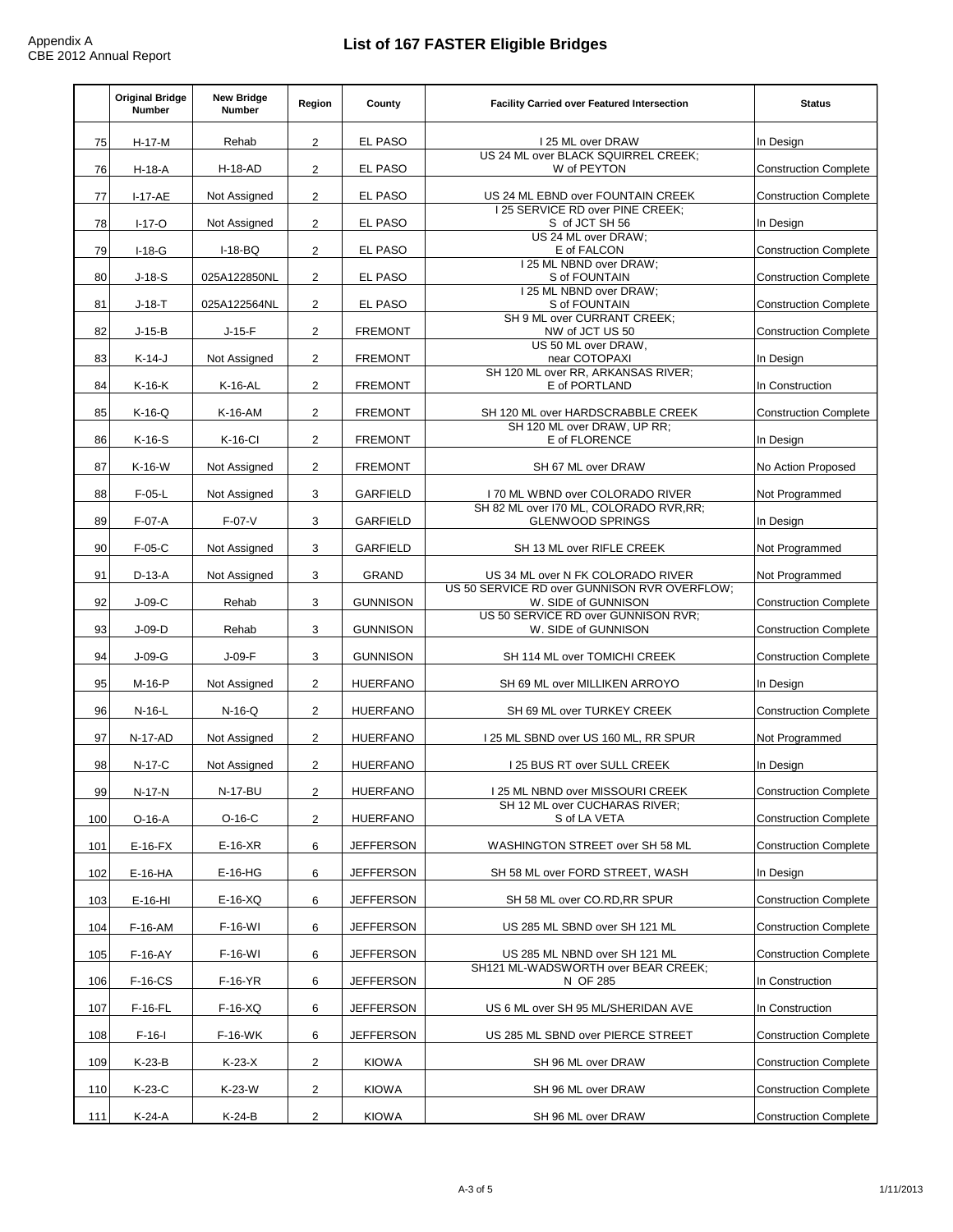Appendix A
CBE 2012 Annual Report

# List of 167 FASTER Eligible Bridges

| | Original Bridge Number | New Bridge Number | Region | County | Facility Carried over Featured Intersection | Status |
|---|---|---|---|---|---|---|
| 75 | H-17-M | Rehab | 2 | EL PASO | I 25 ML over DRAW | In Design |
| 76 | H-18-A | H-18-AD | 2 | EL PASO | US 24 ML over BLACK SQUIRREL CREEK; W of PEYTON | Construction Complete |
| 77 | I-17-AE | Not Assigned | 2 | EL PASO | US 24 ML EBND over FOUNTAIN CREEK | Construction Complete |
| 78 | I-17-O | Not Assigned | 2 | EL PASO | I 25 SERVICE RD over PINE CREEK; S of JCT SH 56 | In Design |
| 79 | I-18-G | I-18-BQ | 2 | EL PASO | US 24 ML over DRAW; E of FALCON | Construction Complete |
| 80 | J-18-S | 025A122850NL | 2 | EL PASO | I 25 ML NBND over DRAW; S of FOUNTAIN | Construction Complete |
| 81 | J-18-T | 025A122564NL | 2 | EL PASO | I 25 ML NBND over DRAW; S of FOUNTAIN | Construction Complete |
| 82 | J-15-B | J-15-F | 2 | FREMONT | SH 9 ML over CURRANT CREEK; NW of JCT US 50 | Construction Complete |
| 83 | K-14-J | Not Assigned | 2 | FREMONT | US 50 ML over DRAW, near COTOPAXI | In Design |
| 84 | K-16-K | K-16-AL | 2 | FREMONT | SH 120 ML over RR, ARKANSAS RIVER; E of PORTLAND | In Construction |
| 85 | K-16-Q | K-16-AM | 2 | FREMONT | SH 120 ML over HARDSCRABBLE CREEK | Construction Complete |
| 86 | K-16-S | K-16-CI | 2 | FREMONT | SH 120 ML over DRAW, UP RR; E of FLORENCE | In Design |
| 87 | K-16-W | Not Assigned | 2 | FREMONT | SH 67 ML over DRAW | No Action Proposed |
| 88 | F-05-L | Not Assigned | 3 | GARFIELD | I 70 ML WBND over COLORADO RIVER | Not Programmed |
| 89 | F-07-A | F-07-V | 3 | GARFIELD | SH 82 ML over I70 ML, COLORADO RVR,RR; GLENWOOD SPRINGS | In Design |
| 90 | F-05-C | Not Assigned | 3 | GARFIELD | SH 13 ML over RIFLE CREEK | Not Programmed |
| 91 | D-13-A | Not Assigned | 3 | GRAND | US 34 ML over N FK COLORADO RIVER | Not Programmed |
| 92 | J-09-C | Rehab | 3 | GUNNISON | US 50 SERVICE RD over GUNNISON RVR OVERFLOW; W. SIDE of GUNNISON | Construction Complete |
| 93 | J-09-D | Rehab | 3 | GUNNISON | US 50 SERVICE RD over GUNNISON RVR; W. SIDE of GUNNISON | Construction Complete |
| 94 | J-09-G | J-09-F | 3 | GUNNISON | SH 114 ML over TOMICHI CREEK | Construction Complete |
| 95 | M-16-P | Not Assigned | 2 | HUERFANO | SH 69 ML over MILLIKEN ARROYO | In Design |
| 96 | N-16-L | N-16-Q | 2 | HUERFANO | SH 69 ML over TURKEY CREEK | Construction Complete |
| 97 | N-17-AD | Not Assigned | 2 | HUERFANO | I 25 ML SBND over US 160 ML, RR SPUR | Not Programmed |
| 98 | N-17-C | Not Assigned | 2 | HUERFANO | I 25 BUS RT over SULL CREEK | In Design |
| 99 | N-17-N | N-17-BU | 2 | HUERFANO | I 25 ML NBND over MISSOURI CREEK | Construction Complete |
| 100 | O-16-A | O-16-C | 2 | HUERFANO | SH 12 ML over CUCHARAS RIVER; S of LA VETA | Construction Complete |
| 101 | E-16-FX | E-16-XR | 6 | JEFFERSON | WASHINGTON STREET over SH 58 ML | Construction Complete |
| 102 | E-16-HA | E-16-HG | 6 | JEFFERSON | SH 58 ML over FORD STREET, WASH | In Design |
| 103 | E-16-HI | E-16-XQ | 6 | JEFFERSON | SH 58 ML over CO.RD,RR SPUR | Construction Complete |
| 104 | F-16-AM | F-16-WI | 6 | JEFFERSON | US 285 ML SBND over SH 121 ML | Construction Complete |
| 105 | F-16-AY | F-16-WI | 6 | JEFFERSON | US 285 ML NBND over SH 121 ML | Construction Complete |
| 106 | F-16-CS | F-16-YR | 6 | JEFFERSON | SH121 ML-WADSWORTH over BEAR CREEK; N OF 285 | In Construction |
| 107 | F-16-FL | F-16-XQ | 6 | JEFFERSON | US 6 ML over SH 95 ML/SHERIDAN AVE | In Construction |
| 108 | F-16-I | F-16-WK | 6 | JEFFERSON | US 285 ML SBND over PIERCE STREET | Construction Complete |
| 109 | K-23-B | K-23-X | 2 | KIOWA | SH 96 ML over DRAW | Construction Complete |
| 110 | K-23-C | K-23-W | 2 | KIOWA | SH 96 ML over DRAW | Construction Complete |
| 111 | K-24-A | K-24-B | 2 | KIOWA | SH 96 ML over DRAW | Construction Complete |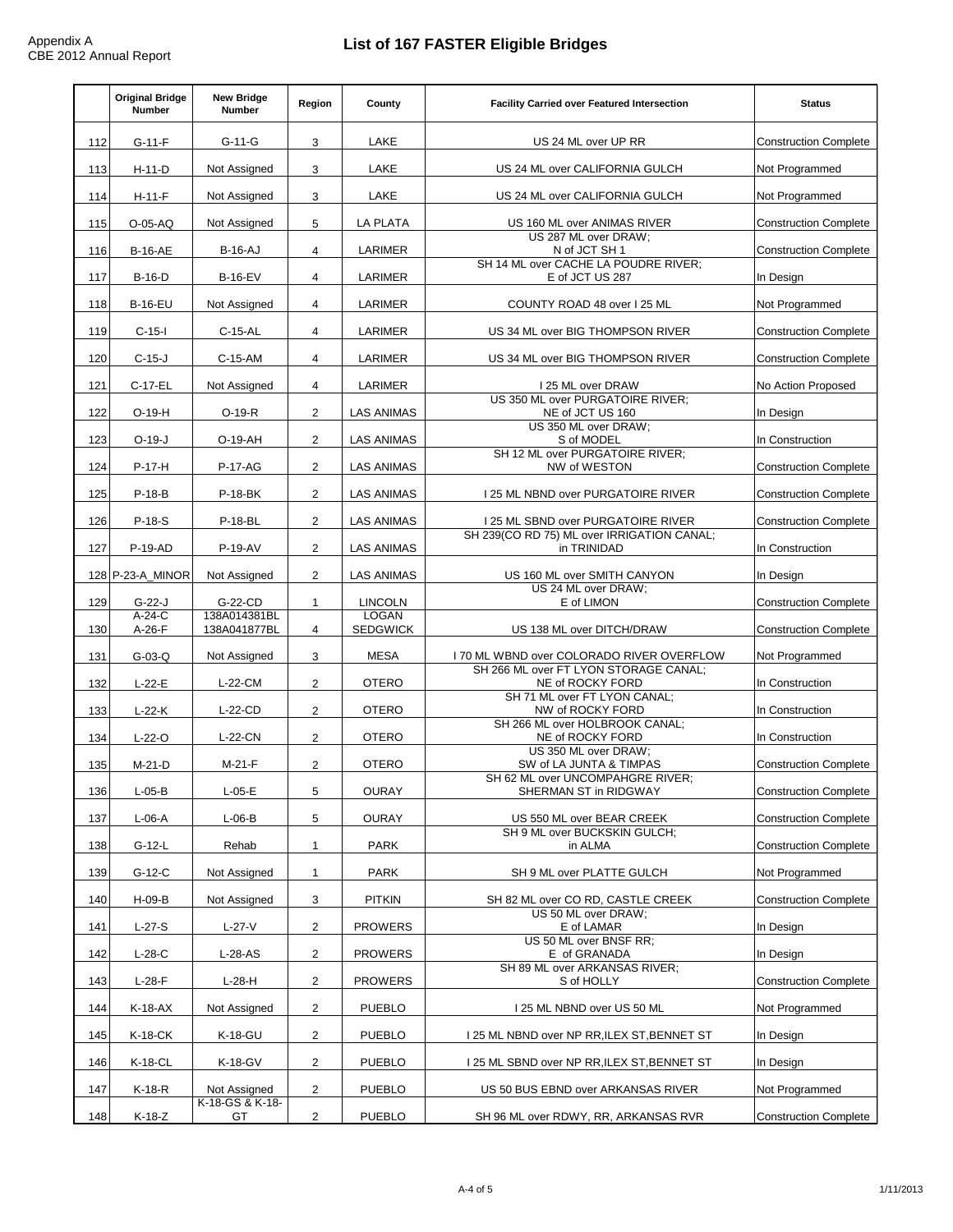Appendix A
CBE 2012 Annual Report

# List of 167 FASTER Eligible Bridges

| | Original Bridge Number | New Bridge Number | Region | County | Facility Carried over Featured Intersection | Status |
|---|---|---|---|---|---|---|
| 112 | G-11-F | G-11-G | 3 | LAKE | US 24 ML over UP RR | Construction Complete |
| 113 | H-11-D | Not Assigned | 3 | LAKE | US 24 ML over CALIFORNIA GULCH | Not Programmed |
| 114 | H-11-F | Not Assigned | 3 | LAKE | US 24 ML over CALIFORNIA GULCH | Not Programmed |
| 115 | O-05-AQ | Not Assigned | 5 | LA PLATA | US 160 ML over ANIMAS RIVER | Construction Complete |
| 116 | B-16-AE | B-16-AJ | 4 | LARIMER | US 287 ML over DRAW; N of JCT SH 1 | Construction Complete |
| 117 | B-16-D | B-16-EV | 4 | LARIMER | SH 14 ML over CACHE LA POUDRE RIVER; E of JCT US 287 | In Design |
| 118 | B-16-EU | Not Assigned | 4 | LARIMER | COUNTY ROAD 48 over I 25 ML | Not Programmed |
| 119 | C-15-I | C-15-AL | 4 | LARIMER | US 34 ML over BIG THOMPSON RIVER | Construction Complete |
| 120 | C-15-J | C-15-AM | 4 | LARIMER | US 34 ML over BIG THOMPSON RIVER | Construction Complete |
| 121 | C-17-EL | Not Assigned | 4 | LARIMER | I 25 ML over DRAW | No Action Proposed |
| 122 | O-19-H | O-19-R | 2 | LAS ANIMAS | US 350 ML over PURGATOIRE RIVER; NE of JCT US 160 | In Design |
| 123 | O-19-J | O-19-AH | 2 | LAS ANIMAS | US 350 ML over DRAW; S of MODEL | In Construction |
| 124 | P-17-H | P-17-AG | 2 | LAS ANIMAS | SH 12 ML over PURGATOIRE RIVER; NW of WESTON | Construction Complete |
| 125 | P-18-B | P-18-BK | 2 | LAS ANIMAS | I 25 ML NBND over PURGATOIRE RIVER | Construction Complete |
| 126 | P-18-S | P-18-BL | 2 | LAS ANIMAS | I 25 ML SBND over PURGATOIRE RIVER | Construction Complete |
| 127 | P-19-AD | P-19-AV | 2 | LAS ANIMAS | SH 239(CO RD 75) ML over IRRIGATION CANAL; in TRINIDAD | In Construction |
| 128 | P-23-A_MINOR | Not Assigned | 2 | LAS ANIMAS | US 160 ML over SMITH CANYON | In Design |
| 129 | G-22-J | G-22-CD | 1 | LINCOLN | US 24 ML over DRAW; E of LIMON | Construction Complete |
| 130 | A-24-C A-26-F | 138A014381BL 138A041877BL | 4 | LOGAN SEDGWICK | US 138 ML over DITCH/DRAW | Construction Complete |
| 131 | G-03-Q | Not Assigned | 3 | MESA | I 70 ML WBND over COLORADO RIVER OVERFLOW | Not Programmed |
| 132 | L-22-E | L-22-CM | 2 | OTERO | SH 266 ML over FT LYON STORAGE CANAL; NE of ROCKY FORD | In Construction |
| 133 | L-22-K | L-22-CD | 2 | OTERO | SH 71 ML over FT LYON CANAL; NW of ROCKY FORD | In Construction |
| 134 | L-22-O | L-22-CN | 2 | OTERO | SH 266 ML over HOLBROOK CANAL; NE of ROCKY FORD | In Construction |
| 135 | M-21-D | M-21-F | 2 | OTERO | US 350 ML over DRAW; SW of LA JUNTA & TIMPAS | Construction Complete |
| 136 | L-05-B | L-05-E | 5 | OURAY | SH 62 ML over UNCOMPAHGRE RIVER; SHERMAN ST in RIDGWAY | Construction Complete |
| 137 | L-06-A | L-06-B | 5 | OURAY | US 550 ML over BEAR CREEK | Construction Complete |
| 138 | G-12-L | Rehab | 1 | PARK | SH 9 ML over BUCKSKIN GULCH; in ALMA | Construction Complete |
| 139 | G-12-C | Not Assigned | 1 | PARK | SH 9 ML over PLATTE GULCH | Not Programmed |
| 140 | H-09-B | Not Assigned | 3 | PITKIN | SH 82 ML over CO RD, CASTLE CREEK | Construction Complete |
| 141 | L-27-S | L-27-V | 2 | PROWERS | US 50 ML over DRAW; E of LAMAR | In Design |
| 142 | L-28-C | L-28-AS | 2 | PROWERS | US 50 ML over BNSF RR; E of GRANADA | In Design |
| 143 | L-28-F | L-28-H | 2 | PROWERS | SH 89 ML over ARKANSAS RIVER; S of HOLLY | Construction Complete |
| 144 | K-18-AX | Not Assigned | 2 | PUEBLO | I 25 ML NBND over US 50 ML | Not Programmed |
| 145 | K-18-CK | K-18-GU | 2 | PUEBLO | I 25 ML NBND over NP RR,ILEX ST,BENNET ST | In Design |
| 146 | K-18-CL | K-18-GV | 2 | PUEBLO | I 25 ML SBND over NP RR,ILEX ST,BENNET ST | In Design |
| 147 | K-18-R | Not Assigned | 2 | PUEBLO | US 50 BUS EBND over ARKANSAS RIVER | Not Programmed |
| 148 | K-18-Z | K-18-GS & K-18-GT | 2 | PUEBLO | SH 96 ML over RDWY, RR, ARKANSAS RVR | Construction Complete |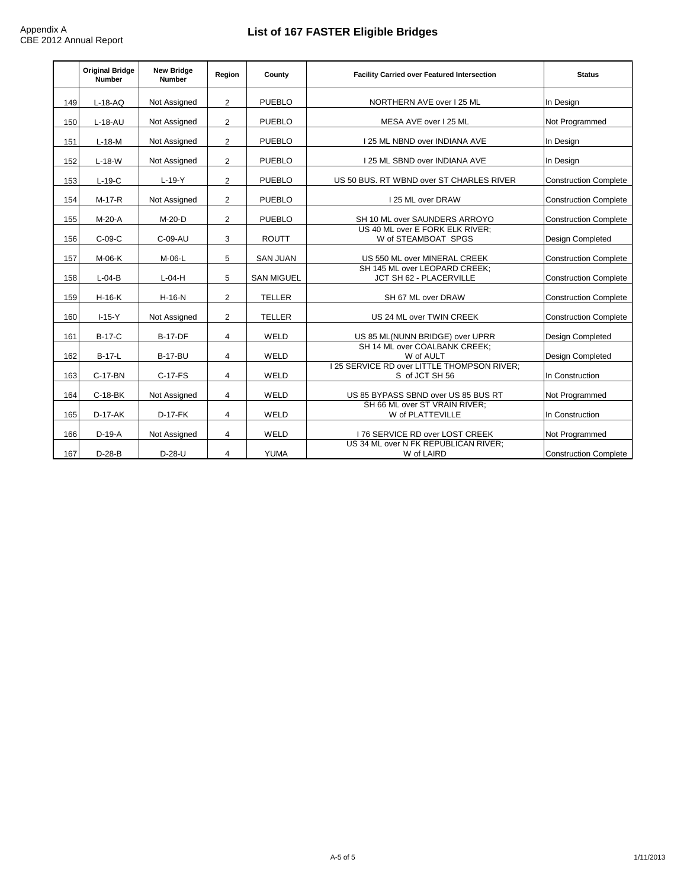Appendix A
CBE 2012 Annual Report

# List of 167 FASTER Eligible Bridges

| | Original Bridge Number | New Bridge Number | Region | County | Facility Carried over Featured Intersection | Status |
|---|---|---|---|---|---|---|
| 149 | L-18-AQ | Not Assigned | 2 | PUEBLO | NORTHERN AVE over I 25 ML | In Design |
| 150 | L-18-AU | Not Assigned | 2 | PUEBLO | MESA AVE over I 25 ML | Not Programmed |
| 151 | L-18-M | Not Assigned | 2 | PUEBLO | I 25 ML NBND over INDIANA AVE | In Design |
| 152 | L-18-W | Not Assigned | 2 | PUEBLO | I 25 ML SBND over INDIANA AVE | In Design |
| 153 | L-19-C | L-19-Y | 2 | PUEBLO | US 50 BUS. RT WBND over ST CHARLES RIVER | Construction Complete |
| 154 | M-17-R | Not Assigned | 2 | PUEBLO | I 25 ML over DRAW | Construction Complete |
| 155 | M-20-A | M-20-D | 2 | PUEBLO | SH 10 ML over SAUNDERS ARROYO | Construction Complete |
| 156 | C-09-C | C-09-AU | 3 | ROUTT | US 40 ML over E FORK ELK RIVER; W of STEAMBOAT SPGS | Design Completed |
| 157 | M-06-K | M-06-L | 5 | SAN JUAN | US 550 ML over MINERAL CREEK | Construction Complete |
| 158 | L-04-B | L-04-H | 5 | SAN MIGUEL | SH 145 ML over LEOPARD CREEK; JCT SH 62 - PLACERVILLE | Construction Complete |
| 159 | H-16-K | H-16-N | 2 | TELLER | SH 67 ML over DRAW | Construction Complete |
| 160 | I-15-Y | Not Assigned | 2 | TELLER | US 24 ML over TWIN CREEK | Construction Complete |
| 161 | B-17-C | B-17-DF | 4 | WELD | US 85 ML(NUNN BRIDGE) over UPRR | Design Completed |
| 162 | B-17-L | B-17-BU | 4 | WELD | SH 14 ML over COALBANK CREEK; W of AULT | Design Completed |
| 163 | C-17-BN | C-17-FS | 4 | WELD | I 25 SERVICE RD over LITTLE THOMPSON RIVER; S of JCT SH 56 | In Construction |
| 164 | C-18-BK | Not Assigned | 4 | WELD | US 85 BYPASS SBND over US 85 BUS RT | Not Programmed |
| 165 | D-17-AK | D-17-FK | 4 | WELD | SH 66 ML over ST VRAIN RIVER; W of PLATTEVILLE | In Construction |
| 166 | D-19-A | Not Assigned | 4 | WELD | I 76 SERVICE RD over LOST CREEK | Not Programmed |
| 167 | D-28-B | D-28-U | 4 | YUMA | US 34 ML over N FK REPUBLICAN RIVER; W of LAIRD | Construction Complete |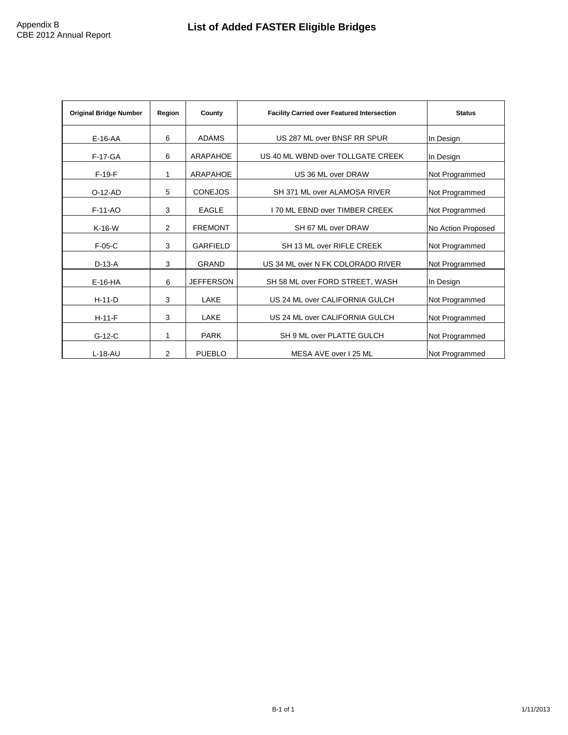Appendix B
CBE 2012 Annual Report

# List of Added FASTER Eligible Bridges

| Original Bridge Number | Region | County | Facility Carried over Featured Intersection | Status |
|---|---|---|---|---|
| E-16-AA | 6 | ADAMS | US 287 ML over BNSF RR SPUR | In Design |
| F-17-GA | 6 | ARAPAHOE | US 40 ML WBND over TOLLGATE CREEK | In Design |
| F-19-F | 1 | ARAPAHOE | US 36 ML over DRAW | Not Programmed |
| O-12-AD | 5 | CONEJOS | SH 371 ML over ALAMOSA RIVER | Not Programmed |
| F-11-AO | 3 | EAGLE | I 70 ML EBND over TIMBER CREEK | Not Programmed |
| K-16-W | 2 | FREMONT | SH 67 ML over DRAW | No Action Proposed |
| F-05-C | 3 | GARFIELD | SH 13 ML over RIFLE CREEK | Not Programmed |
| D-13-A | 3 | GRAND | US 34 ML over N FK COLORADO RIVER | Not Programmed |
| E-16-HA | 6 | JEFFERSON | SH 58 ML over FORD STREET, WASH | In Design |
| H-11-D | 3 | LAKE | US 24 ML over CALIFORNIA GULCH | Not Programmed |
| H-11-F | 3 | LAKE | US 24 ML over CALIFORNIA GULCH | Not Programmed |
| G-12-C | 1 | PARK | SH 9 ML over PLATTE GULCH | Not Programmed |
| L-18-AU | 2 | PUEBLO | MESA AVE over I 25 ML | Not Programmed |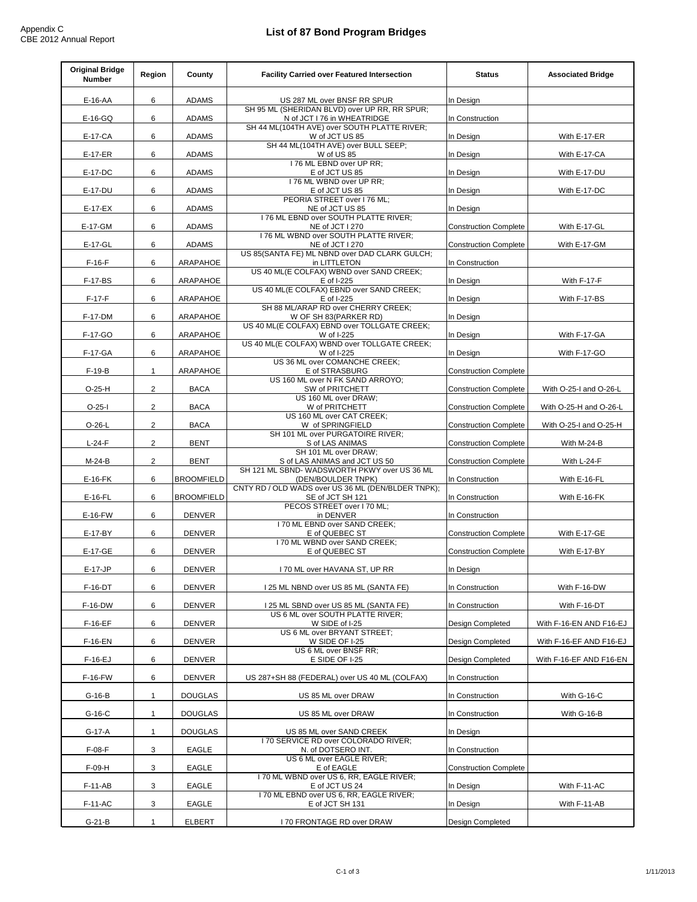Appendix C
CBE 2012 Annual Report

# List of 87 Bond Program Bridges

| Original Bridge Number | Region | County | Facility Carried over Featured Intersection | Status | Associated Bridge |
|---|---|---|---|---|---|
| E-16-AA | 6 | ADAMS | US 287 ML over BNSF RR SPUR | In Design | |
| E-16-GQ | 6 | ADAMS | SH 95 ML (SHERIDAN BLVD) over UP RR, RR SPUR; N of JCT I 76 in WHEATRIDGE | In Construction | |
| E-17-CA | 6 | ADAMS | SH 44 ML(104TH AVE) over SOUTH PLATTE RIVER; W of JCT US 85 | In Design | With E-17-ER |
| E-17-ER | 6 | ADAMS | SH 44 ML(104TH AVE) over BULL SEEP; W of US 85 | In Design | With E-17-CA |
| E-17-DC | 6 | ADAMS | I 76 ML EBND over UP RR; E of JCT US 85 | In Design | With E-17-DU |
| E-17-DU | 6 | ADAMS | I 76 ML WBND over UP RR; E of JCT US 85 | In Design | With E-17-DC |
| E-17-EX | 6 | ADAMS | PEORIA STREET over I 76 ML; NE of JCT US 85 | In Design | |
| E-17-GM | 6 | ADAMS | I 76 ML EBND over SOUTH PLATTE RIVER; NE of JCT I 270 | Construction Complete | With E-17-GL |
| E-17-GL | 6 | ADAMS | I 76 ML WBND over SOUTH PLATTE RIVER; NE of JCT I 270 | Construction Complete | With E-17-GM |
| F-16-F | 6 | ARAPAHOE | US 85(SANTA FE) ML NBND over DAD CLARK GULCH; in LITTLETON | In Construction | |
| F-17-BS | 6 | ARAPAHOE | US 40 ML(E COLFAX) WBND over SAND CREEK; E of I-225 | In Design | With F-17-F |
| F-17-F | 6 | ARAPAHOE | US 40 ML(E COLFAX) EBND over SAND CREEK; E of I-225 | In Design | With F-17-BS |
| F-17-DM | 6 | ARAPAHOE | SH 88 ML/ARAP RD over CHERRY CREEK; W OF SH 83(PARKER RD) | In Design | |
| F-17-GO | 6 | ARAPAHOE | US 40 ML(E COLFAX) EBND over TOLLGATE CREEK; W of I-225 | In Design | With F-17-GA |
| F-17-GA | 6 | ARAPAHOE | US 40 ML(E COLFAX) WBND over TOLLGATE CREEK; W of I-225 | In Design | With F-17-GO |
| F-19-B | 1 | ARAPAHOE | US 36 ML over COMANCHE CREEK; E of STRASBURG | Construction Complete | |
| O-25-H | 2 | BACA | US 160 ML over N FK SAND ARROYO; SW of PRITCHETT | Construction Complete | With O-25-I and O-26-L |
| O-25-I | 2 | BACA | US 160 ML over DRAW; W of PRITCHETT | Construction Complete | With O-25-H and O-26-L |
| O-26-L | 2 | BACA | US 160 ML over CAT CREEK; W of SPRINGFIELD | Construction Complete | With O-25-I and O-25-H |
| L-24-F | 2 | BENT | SH 101 ML over PURGATOIRE RIVER; S of LAS ANIMAS | Construction Complete | With M-24-B |
| M-24-B | 2 | BENT | SH 101 ML over DRAW; S of LAS ANIMAS and JCT US 50 | Construction Complete | With L-24-F |
| E-16-FK | 6 | BROOMFIELD | SH 121 ML SBND- WADSWORTH PKWY over US 36 ML (DEN/BOULDER TNPK) | In Construction | With E-16-FL |
| E-16-FL | 6 | BROOMFIELD | CNTY RD / OLD WADS over US 36 ML (DEN/BLDER TNPK); SE of JCT SH 121 | In Construction | With E-16-FK |
| E-16-FW | 6 | DENVER | PECOS STREET over I 70 ML; in DENVER | In Construction | |
| E-17-BY | 6 | DENVER | I 70 ML EBND over SAND CREEK; E of QUEBEC ST | Construction Complete | With E-17-GE |
| E-17-GE | 6 | DENVER | I 70 ML WBND over SAND CREEK; E of QUEBEC ST | Construction Complete | With E-17-BY |
| E-17-JP | 6 | DENVER | I 70 ML over HAVANA ST, UP RR | In Design | |
| F-16-DT | 6 | DENVER | I 25 ML NBND over US 85 ML (SANTA FE) | In Construction | With F-16-DW |
| F-16-DW | 6 | DENVER | I 25 ML SBND over US 85 ML (SANTA FE) | In Construction | With F-16-DT |
| F-16-EF | 6 | DENVER | US 6 ML over SOUTH PLATTE RIVER; W SIDE of I-25 | Design Completed | With F-16-EN AND F16-EJ |
| F-16-EN | 6 | DENVER | US 6 ML over BRYANT STREET; W SIDE OF I-25 | Design Completed | With F-16-EF AND F16-EJ |
| F-16-EJ | 6 | DENVER | US 6 ML over BNSF RR; E SIDE OF I-25 | Design Completed | With F-16-EF AND F16-EN |
| F-16-FW | 6 | DENVER | US 287+SH 88 (FEDERAL) over US 40 ML (COLFAX) | In Construction | |
| G-16-B | 1 | DOUGLAS | US 85 ML over DRAW | In Construction | With G-16-C |
| G-16-C | 1 | DOUGLAS | US 85 ML over DRAW | In Construction | With G-16-B |
| G-17-A | 1 | DOUGLAS | US 85 ML over SAND CREEK | In Design | |
| F-08-F | 3 | EAGLE | I 70 SERVICE RD over COLORADO RIVER; N. of DOTSERO INT. | In Construction | |
| F-09-H | 3 | EAGLE | US 6 ML over EAGLE RIVER; E of EAGLE | Construction Complete | |
| F-11-AB | 3 | EAGLE | I 70 ML WBND over US 6, RR, EAGLE RIVER; E of JCT US 24 | In Design | With F-11-AC |
| F-11-AC | 3 | EAGLE | I 70 ML EBND over US 6, RR, EAGLE RIVER; E of JCT SH 131 | In Design | With F-11-AB |
| G-21-B | 1 | ELBERT | I 70 FRONTAGE RD over DRAW | Design Completed | |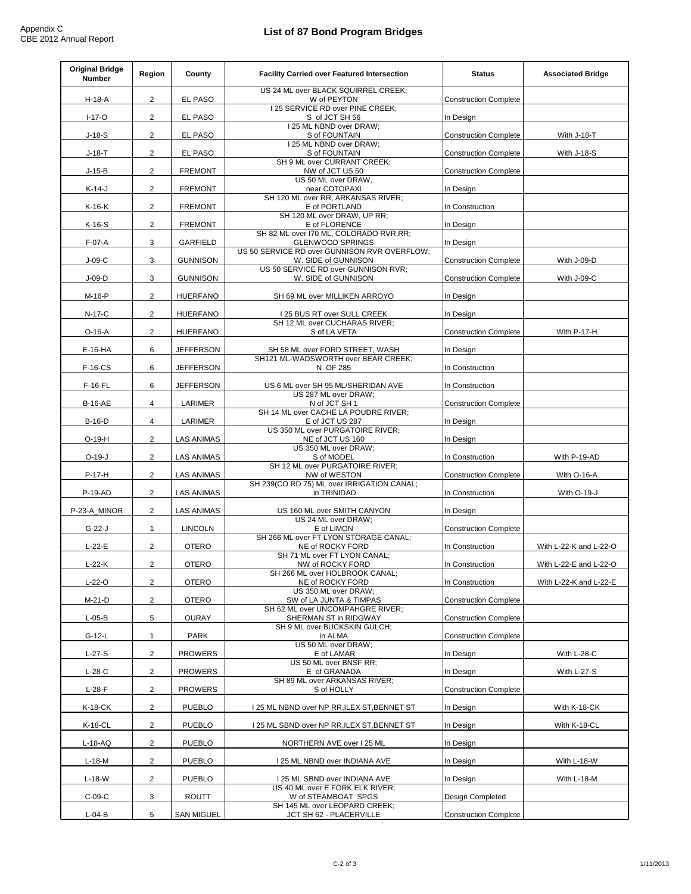# List of 87 Bond Program Bridges

| Original Bridge Number | Region | County | Facility Carried over Featured Intersection | Status | Associated Bridge |
|---|---|---|---|---|---|
| H-18-A | 2 | EL PASO | US 24 ML over BLACK SQUIRREL CREEK; W of PEYTON | Construction Complete | |
| I-17-O | 2 | EL PASO | I 25 SERVICE RD over PINE CREEK; S of JCT SH 56 | In Design | |
| J-18-S | 2 | EL PASO | I 25 ML NBND over DRAW; S of FOUNTAIN | Construction Complete | With J-18-T |
| J-18-T | 2 | EL PASO | I 25 ML NBND over DRAW; S of FOUNTAIN | Construction Complete | With J-18-S |
| J-15-B | 2 | FREMONT | SH 9 ML over CURRANT CREEK; NW of JCT US 50 | Construction Complete | |
| K-14-J | 2 | FREMONT | US 50 ML over DRAW, near COTOPAXI | In Design | |
| K-16-K | 2 | FREMONT | SH 120 ML over RR, ARKANSAS RIVER; E of PORTLAND | In Construction | |
| K-16-S | 2 | FREMONT | SH 120 ML over DRAW, UP RR; E of FLORENCE | In Design | |
| F-07-A | 3 | GARFIELD | SH 82 ML over I70 ML, COLORADO RVR,RR; GLENWOOD SPRINGS | In Design | |
| J-09-C | 3 | GUNNISON | US 50 SERVICE RD over GUNNISON RVR OVERFLOW; W. SIDE of GUNNISON | Construction Complete | With J-09-D |
| J-09-D | 3 | GUNNISON | US 50 SERVICE RD over GUNNISON RVR; W. SIDE of GUNNISON | Construction Complete | With J-09-C |
| M-16-P | 2 | HUERFANO | SH 69 ML over MILLIKEN ARROYO | In Design | |
| N-17-C | 2 | HUERFANO | I 25 BUS RT over SULL CREEK | In Design | |
| O-16-A | 2 | HUERFANO | SH 12 ML over CUCHARAS RIVER; S of LA VETA | Construction Complete | With P-17-H |
| E-16-HA | 6 | JEFFERSON | SH 58 ML over FORD STREET, WASH | In Design | |
| F-16-CS | 6 | JEFFERSON | SH121 ML-WADSWORTH over BEAR CREEK; N OF 285 | In Construction | |
| F-16-FL | 6 | JEFFERSON | US 6 ML over SH 95 ML/SHERIDAN AVE | In Construction | |
| B-16-AE | 4 | LARIMER | US 287 ML over DRAW; N of JCT SH 1 | Construction Complete | |
| B-16-D | 4 | LARIMER | SH 14 ML over CACHE LA POUDRE RIVER; E of JCT US 287 | In Design | |
| O-19-H | 2 | LAS ANIMAS | US 350 ML over PURGATOIRE RIVER; NE of JCT US 160 | In Design | |
| O-19-J | 2 | LAS ANIMAS | US 350 ML over DRAW; S of MODEL | In Construction | With P-19-AD |
| P-17-H | 2 | LAS ANIMAS | SH 12 ML over PURGATOIRE RIVER; NW of WESTON | Construction Complete | With O-16-A |
| P-19-AD | 2 | LAS ANIMAS | SH 239(CO RD 75) ML over IRRIGATION CANAL; in TRINIDAD | In Construction | With O-19-J |
| P-23-A_MINOR | 2 | LAS ANIMAS | US 160 ML over SMITH CANYON | In Design | |
| G-22-J | 1 | LINCOLN | US 24 ML over DRAW; E of LIMON | Construction Complete | |
| L-22-E | 2 | OTERO | SH 266 ML over FT LYON STORAGE CANAL; NE of ROCKY FORD | In Construction | With L-22-K and L-22-O |
| L-22-K | 2 | OTERO | SH 71 ML over FT LYON CANAL; NW of ROCKY FORD | In Construction | With L-22-E and L-22-O |
| L-22-O | 2 | OTERO | SH 266 ML over HOLBROOK CANAL; NE of ROCKY FORD | In Construction | With L-22-K and L-22-E |
| M-21-D | 2 | OTERO | US 350 ML over DRAW; SW of LA JUNTA & TIMPAS | Construction Complete | |
| L-05-B | 5 | OURAY | SH 62 ML over UNCOMPAHGRE RIVER; SHERMAN ST in RIDGWAY | Construction Complete | |
| G-12-L | 1 | PARK | SH 9 ML over BUCKSKIN GULCH; in ALMA | Construction Complete | |
| L-27-S | 2 | PROWERS | US 50 ML over DRAW; E of LAMAR | In Design | With L-28-C |
| L-28-C | 2 | PROWERS | US 50 ML over BNSF RR; E of GRANADA | In Design | With L-27-S |
| L-28-F | 2 | PROWERS | SH 89 ML over ARKANSAS RIVER; S of HOLLY | Construction Complete | |
| K-18-CK | 2 | PUEBLO | I 25 ML NBND over NP RR,ILEX ST,BENNET ST | In Design | With K-18-CK |
| K-18-CL | 2 | PUEBLO | I 25 ML SBND over NP RR,ILEX ST,BENNET ST | In Design | With K-18-CL |
| L-18-AQ | 2 | PUEBLO | NORTHERN AVE over I 25 ML | In Design | |
| L-18-M | 2 | PUEBLO | I 25 ML NBND over INDIANA AVE | In Design | With L-18-W |
| L-18-W | 2 | PUEBLO | I 25 ML SBND over INDIANA AVE | In Design | With L-18-M |
| C-09-C | 3 | ROUTT | US 40 ML over E FORK ELK RIVER; W of STEAMBOAT SPGS | Design Completed | |
| L-04-B | 5 | SAN MIGUEL | SH 145 ML over LEOPARD CREEK; JCT SH 62 - PLACERVILLE | Construction Complete | |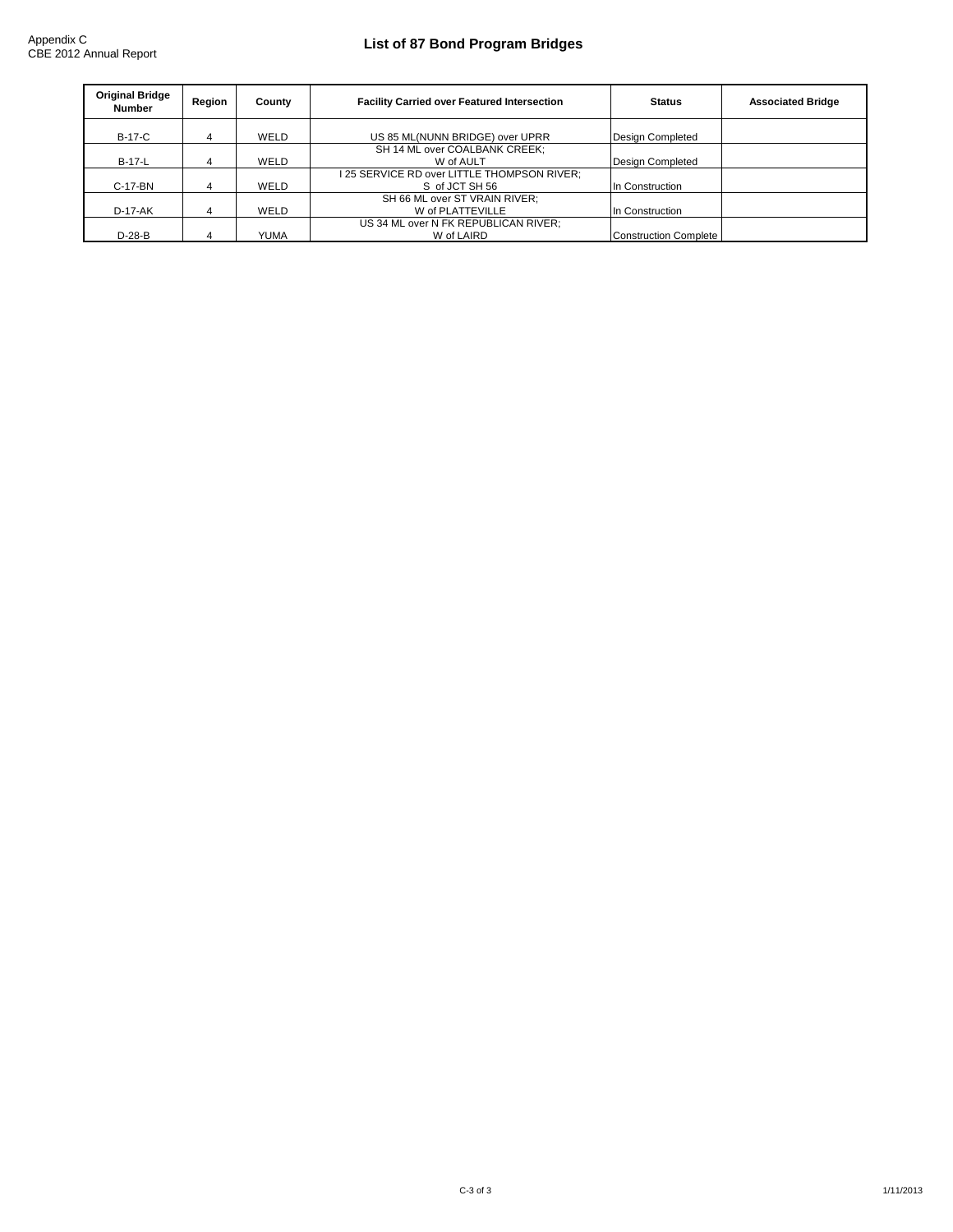# List of 87 Bond Program Bridges

| Original Bridge Number | Region | County | Facility Carried over Featured Intersection | Status | Associated Bridge |
|---|---|---|---|---|---|
| B-17-C | 4 | WELD | US 85 ML(NUNN BRIDGE) over UPRR | Design Completed | |
| B-17-L | 4 | WELD | SH 14 ML over COALBANK CREEK; W of AULT | Design Completed | |
| C-17-BN | 4 | WELD | I 25 SERVICE RD over LITTLE THOMPSON RIVER; S of JCT SH 56 | In Construction | |
| D-17-AK | 4 | WELD | SH 66 ML over ST VRAIN RIVER; W of PLATTEVILLE | In Construction | |
| D-28-B | 4 | YUMA | US 34 ML over N FK REPUBLICAN RIVER; W of LAIRD | Construction Complete | |